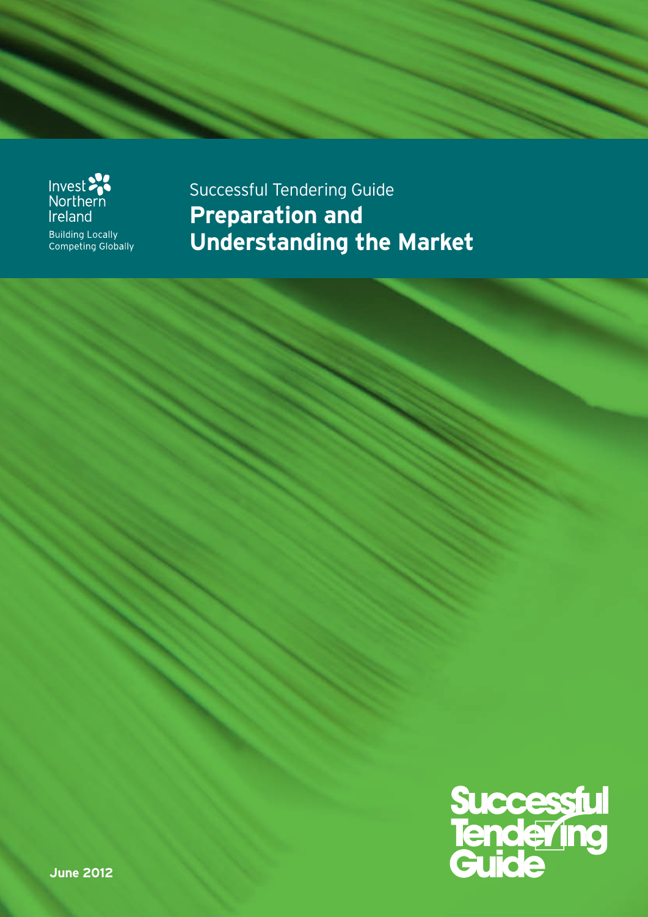Invest Northern Ireland

Building Locally
Competing Globally

Successful Tendering Guide

# Preparation and Understanding the Market

Successful Tendering Guide

**June 2012**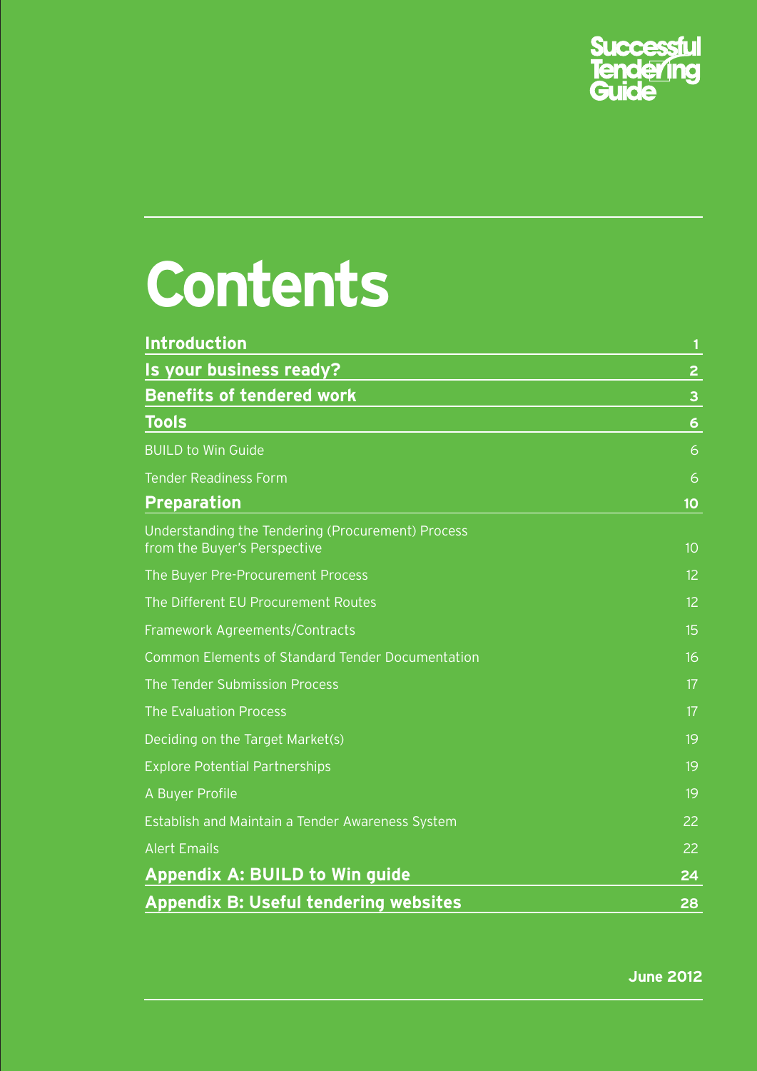Successful Tendering Guide

# Contents

| | |
|---|---|
| **Introduction** | **1** |
| **Is your business ready?** | **2** |
| **Benefits of tendered work** | **3** |
| **Tools** | **6** |
| BUILD to Win Guide | 6 |
| Tender Readiness Form | 6 |
| **Preparation** | **10** |
| Understanding the Tendering (Procurement) Process from the Buyer's Perspective | 10 |
| The Buyer Pre-Procurement Process | 12 |
| The Different EU Procurement Routes | 12 |
| Framework Agreements/Contracts | 15 |
| Common Elements of Standard Tender Documentation | 16 |
| The Tender Submission Process | 17 |
| The Evaluation Process | 17 |
| Deciding on the Target Market(s) | 19 |
| Explore Potential Partnerships | 19 |
| A Buyer Profile | 19 |
| Establish and Maintain a Tender Awareness System | 22 |
| Alert Emails | 22 |
| **Appendix A: BUILD to Win guide** | **24** |
| **Appendix B: Useful tendering websites** | **28** |

**June 2012**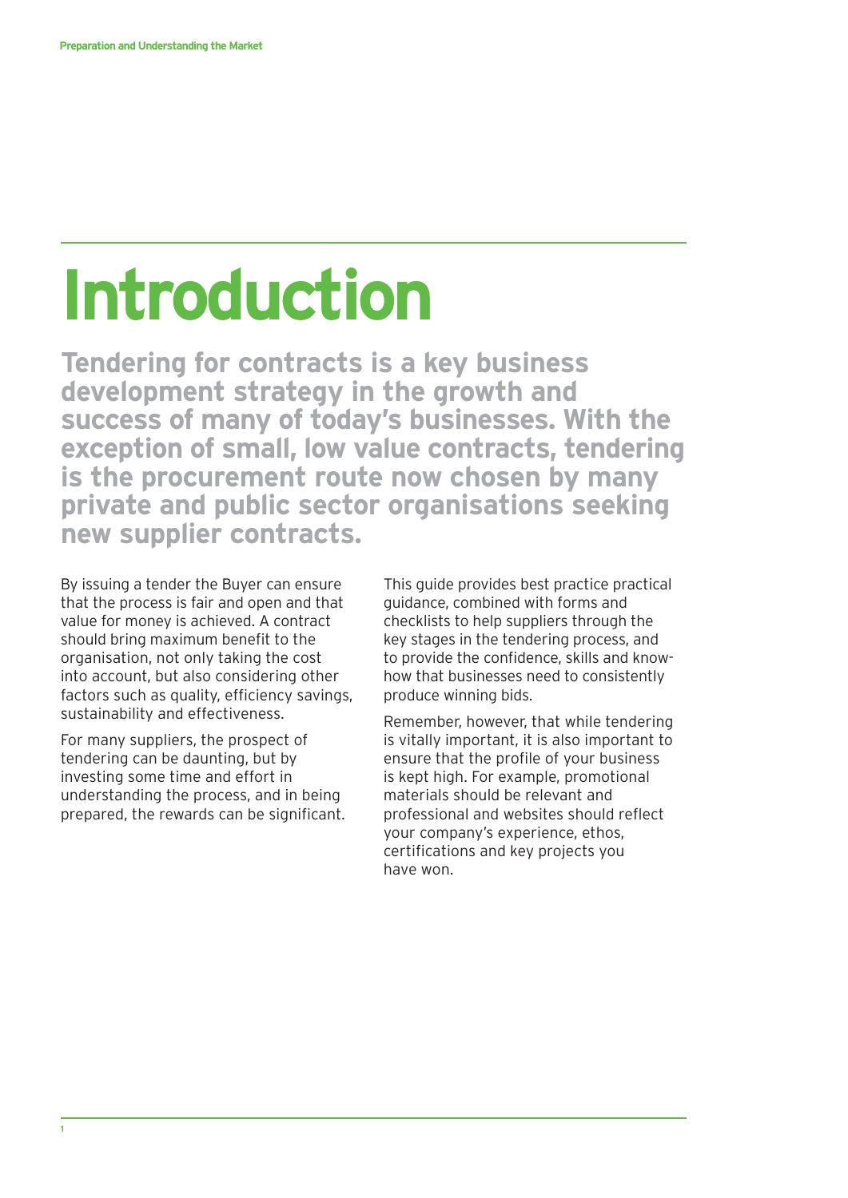# Introduction

**Tendering for contracts is a key business development strategy in the growth and success of many of today's businesses. With the exception of small, low value contracts, tendering is the procurement route now chosen by many private and public sector organisations seeking new supplier contracts.**

By issuing a tender the Buyer can ensure that the process is fair and open and that value for money is achieved. A contract should bring maximum benefit to the organisation, not only taking the cost into account, but also considering other factors such as quality, efficiency savings, sustainability and effectiveness.

For many suppliers, the prospect of tendering can be daunting, but by investing some time and effort in understanding the process, and in being prepared, the rewards can be significant.

This guide provides best practice practical guidance, combined with forms and checklists to help suppliers through the key stages in the tendering process, and to provide the confidence, skills and know-how that businesses need to consistently produce winning bids.

Remember, however, that while tendering is vitally important, it is also important to ensure that the profile of your business is kept high. For example, promotional materials should be relevant and professional and websites should reflect your company's experience, ethos, certifications and key projects you have won.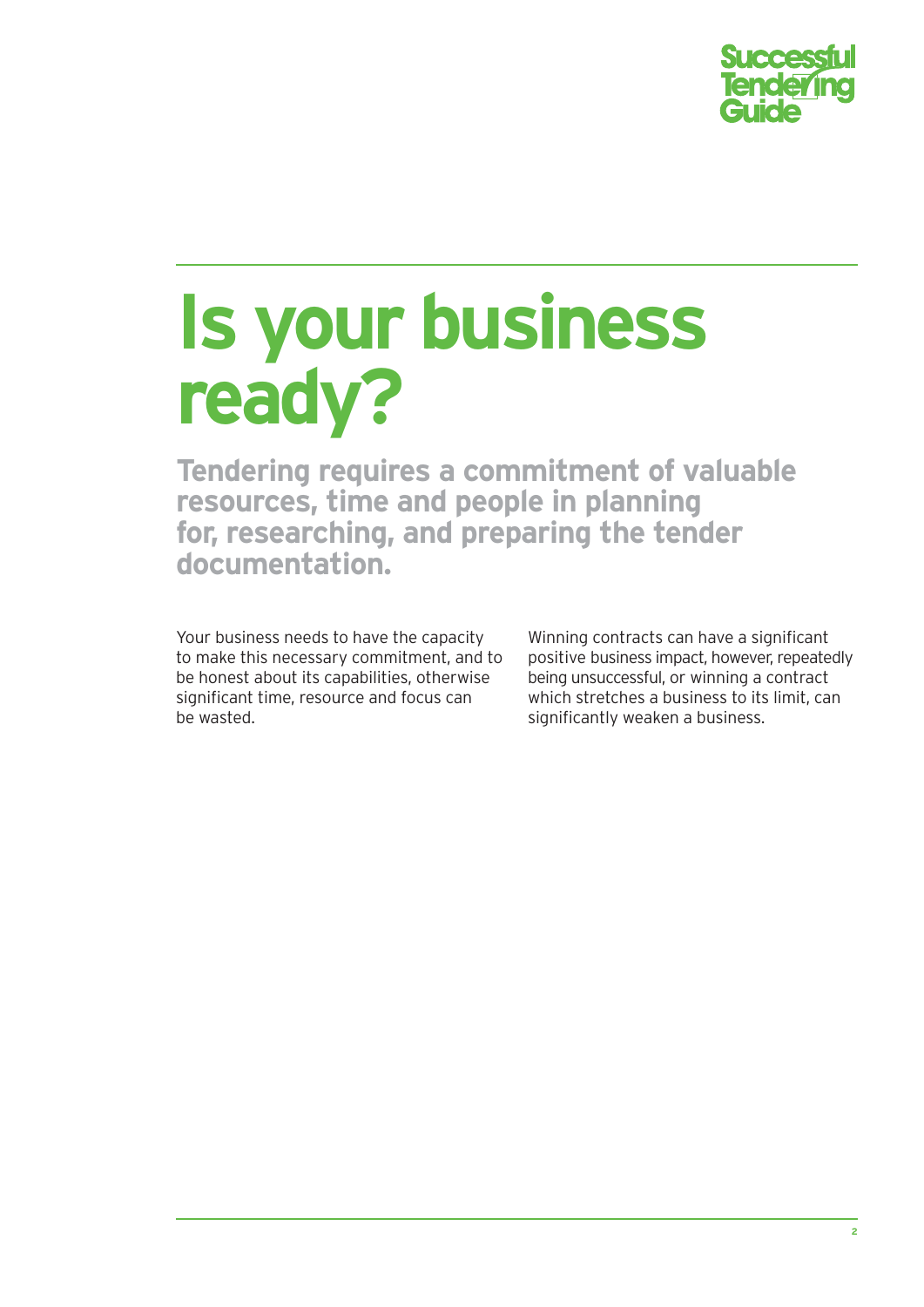# Is your business ready?

**Tendering requires a commitment of valuable resources, time and people in planning for, researching, and preparing the tender documentation.**

Your business needs to have the capacity to make this necessary commitment, and to be honest about its capabilities, otherwise significant time, resource and focus can be wasted.

Winning contracts can have a significant positive business impact, however, repeatedly being unsuccessful, or winning a contract which stretches a business to its limit, can significantly weaken a business.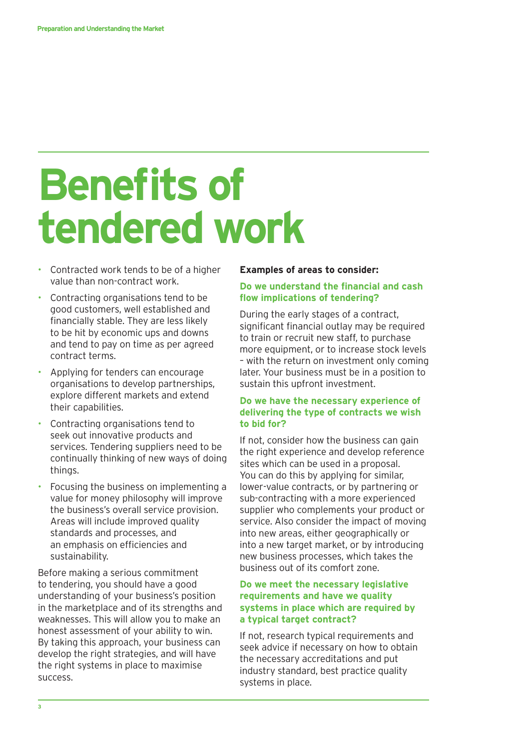# Benefits of tendered work

- Contracted work tends to be of a higher value than non-contract work.
- Contracting organisations tend to be good customers, well established and financially stable. They are less likely to be hit by economic ups and downs and tend to pay on time as per agreed contract terms.
- Applying for tenders can encourage organisations to develop partnerships, explore different markets and extend their capabilities.
- Contracting organisations tend to seek out innovative products and services. Tendering suppliers need to be continually thinking of new ways of doing things.
- Focusing the business on implementing a value for money philosophy will improve the business's overall service provision. Areas will include improved quality standards and processes, and an emphasis on efficiencies and sustainability.

Before making a serious commitment to tendering, you should have a good understanding of your business's position in the marketplace and of its strengths and weaknesses. This will allow you to make an honest assessment of your ability to win. By taking this approach, your business can develop the right strategies, and will have the right systems in place to maximise success.

**Examples of areas to consider:**

### Do we understand the financial and cash flow implications of tendering?

During the early stages of a contract, significant financial outlay may be required to train or recruit new staff, to purchase more equipment, or to increase stock levels – with the return on investment only coming later. Your business must be in a position to sustain this upfront investment.

### Do we have the necessary experience of delivering the type of contracts we wish to bid for?

If not, consider how the business can gain the right experience and develop reference sites which can be used in a proposal. You can do this by applying for similar, lower-value contracts, or by partnering or sub-contracting with a more experienced supplier who complements your product or service. Also consider the impact of moving into new areas, either geographically or into a new target market, or by introducing new business processes, which takes the business out of its comfort zone.

### Do we meet the necessary legislative requirements and have we quality systems in place which are required by a typical target contract?

If not, research typical requirements and seek advice if necessary on how to obtain the necessary accreditations and put industry standard, best practice quality systems in place.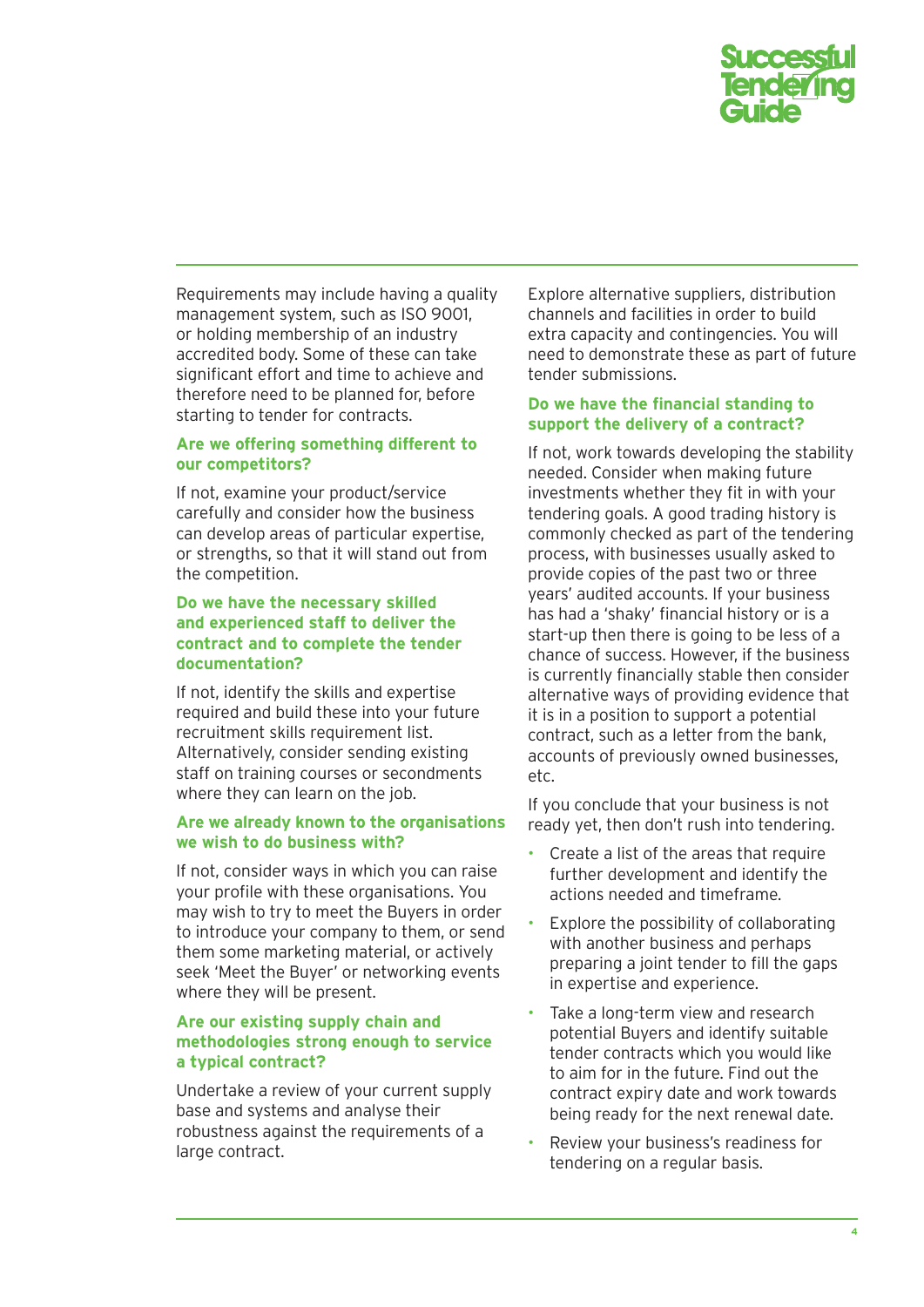Requirements may include having a quality management system, such as ISO 9001, or holding membership of an industry accredited body. Some of these can take significant effort and time to achieve and therefore need to be planned for, before starting to tender for contracts.

### Are we offering something different to our competitors?

If not, examine your product/service carefully and consider how the business can develop areas of particular expertise, or strengths, so that it will stand out from the competition.

### Do we have the necessary skilled and experienced staff to deliver the contract and to complete the tender documentation?

If not, identify the skills and expertise required and build these into your future recruitment skills requirement list. Alternatively, consider sending existing staff on training courses or secondments where they can learn on the job.

### Are we already known to the organisations we wish to do business with?

If not, consider ways in which you can raise your profile with these organisations. You may wish to try to meet the Buyers in order to introduce your company to them, or send them some marketing material, or actively seek 'Meet the Buyer' or networking events where they will be present.

### Are our existing supply chain and methodologies strong enough to service a typical contract?

Undertake a review of your current supply base and systems and analyse their robustness against the requirements of a large contract.

Explore alternative suppliers, distribution channels and facilities in order to build extra capacity and contingencies. You will need to demonstrate these as part of future tender submissions.

### Do we have the financial standing to support the delivery of a contract?

If not, work towards developing the stability needed. Consider when making future investments whether they fit in with your tendering goals. A good trading history is commonly checked as part of the tendering process, with businesses usually asked to provide copies of the past two or three years' audited accounts. If your business has had a 'shaky' financial history or is a start-up then there is going to be less of a chance of success. However, if the business is currently financially stable then consider alternative ways of providing evidence that it is in a position to support a potential contract, such as a letter from the bank, accounts of previously owned businesses, etc.

If you conclude that your business is not ready yet, then don't rush into tendering.

- Create a list of the areas that require further development and identify the actions needed and timeframe.
- Explore the possibility of collaborating with another business and perhaps preparing a joint tender to fill the gaps in expertise and experience.
- Take a long-term view and research potential Buyers and identify suitable tender contracts which you would like to aim for in the future. Find out the contract expiry date and work towards being ready for the next renewal date.
- Review your business's readiness for tendering on a regular basis.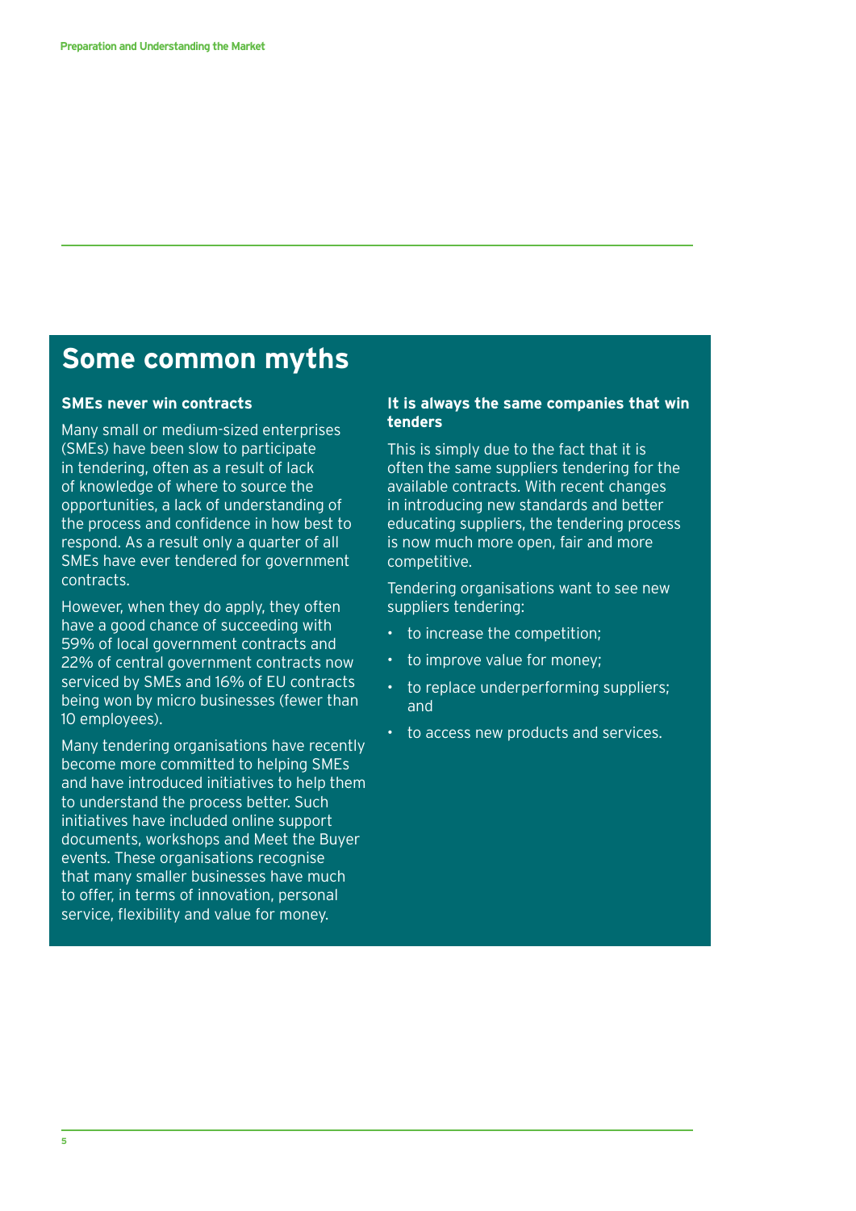## Some common myths

### SMEs never win contracts

Many small or medium-sized enterprises (SMEs) have been slow to participate in tendering, often as a result of lack of knowledge of where to source the opportunities, a lack of understanding of the process and confidence in how best to respond. As a result only a quarter of all SMEs have ever tendered for government contracts.

However, when they do apply, they often have a good chance of succeeding with 59% of local government contracts and 22% of central government contracts now serviced by SMEs and 16% of EU contracts being won by micro businesses (fewer than 10 employees).

Many tendering organisations have recently become more committed to helping SMEs and have introduced initiatives to help them to understand the process better. Such initiatives have included online support documents, workshops and Meet the Buyer events. These organisations recognise that many smaller businesses have much to offer, in terms of innovation, personal service, flexibility and value for money.

### It is always the same companies that win tenders

This is simply due to the fact that it is often the same suppliers tendering for the available contracts. With recent changes in introducing new standards and better educating suppliers, the tendering process is now much more open, fair and more competitive.

Tendering organisations want to see new suppliers tendering:

- to increase the competition;
- to improve value for money;
- to replace underperforming suppliers; and
- to access new products and services.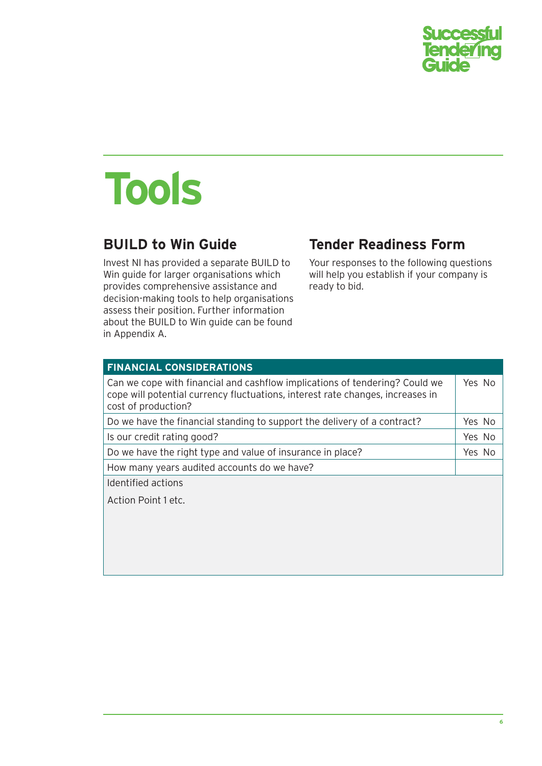# Tools

## BUILD to Win Guide

Invest NI has provided a separate BUILD to Win guide for larger organisations which provides comprehensive assistance and decision-making tools to help organisations assess their position. Further information about the BUILD to Win guide can be found in Appendix A.

## Tender Readiness Form

Your responses to the following questions will help you establish if your company is ready to bid.

| FINANCIAL CONSIDERATIONS | |
|---|---|
| Can we cope with financial and cashflow implications of tendering? Could we cope will potential currency fluctuations, interest rate changes, increases in cost of production? | Yes No |
| Do we have the financial standing to support the delivery of a contract? | Yes No |
| Is our credit rating good? | Yes No |
| Do we have the right type and value of insurance in place? | Yes No |
| How many years audited accounts do we have? | |
| Identified actions<br><br>Action Point 1 etc. | |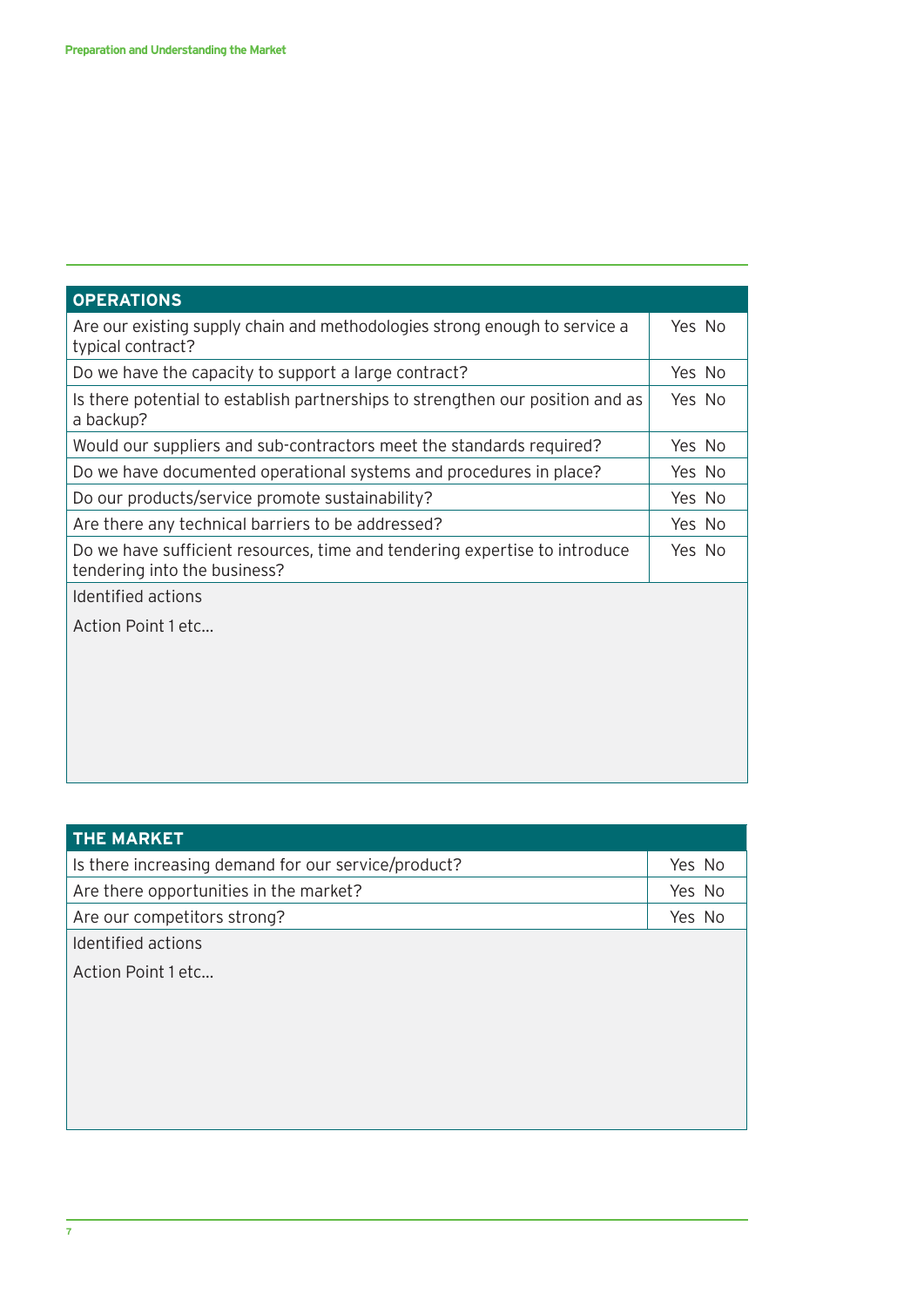| OPERATIONS | |
| --- | --- |
| Are our existing supply chain and methodologies strong enough to service a typical contract? | Yes No |
| Do we have the capacity to support a large contract? | Yes No |
| Is there potential to establish partnerships to strengthen our position and as a backup? | Yes No |
| Would our suppliers and sub-contractors meet the standards required? | Yes No |
| Do we have documented operational systems and procedures in place? | Yes No |
| Do our products/service promote sustainability? | Yes No |
| Are there any technical barriers to be addressed? | Yes No |
| Do we have sufficient resources, time and tendering expertise to introduce tendering into the business? | Yes No |
| Identified actions<br><br>Action Point 1 etc... | |

| THE MARKET | |
| --- | --- |
| Is there increasing demand for our service/product? | Yes No |
| Are there opportunities in the market? | Yes No |
| Are our competitors strong? | Yes No |
| Identified actions<br><br>Action Point 1 etc... | |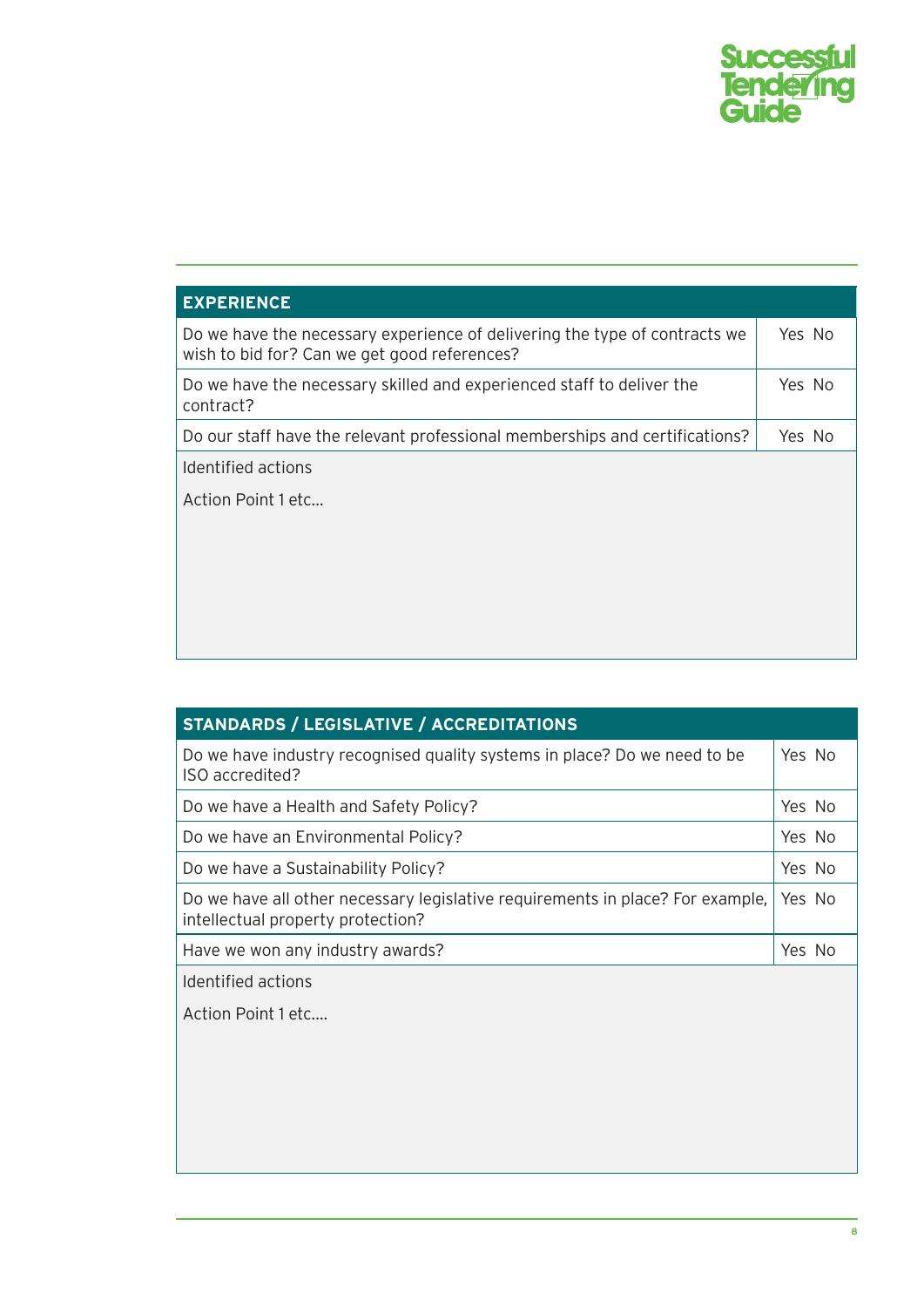| EXPERIENCE | |
|---|---|
| Do we have the necessary experience of delivering the type of contracts we wish to bid for? Can we get good references? | Yes No |
| Do we have the necessary skilled and experienced staff to deliver the contract? | Yes No |
| Do our staff have the relevant professional memberships and certifications? | Yes No |

Identified actions

Action Point 1 etc...

| STANDARDS / LEGISLATIVE / ACCREDITATIONS | |
|---|---|
| Do we have industry recognised quality systems in place? Do we need to be ISO accredited? | Yes No |
| Do we have a Health and Safety Policy? | Yes No |
| Do we have an Environmental Policy? | Yes No |
| Do we have a Sustainability Policy? | Yes No |
| Do we have all other necessary legislative requirements in place? For example, intellectual property protection? | Yes No |
| Have we won any industry awards? | Yes No |

Identified actions

Action Point 1 etc....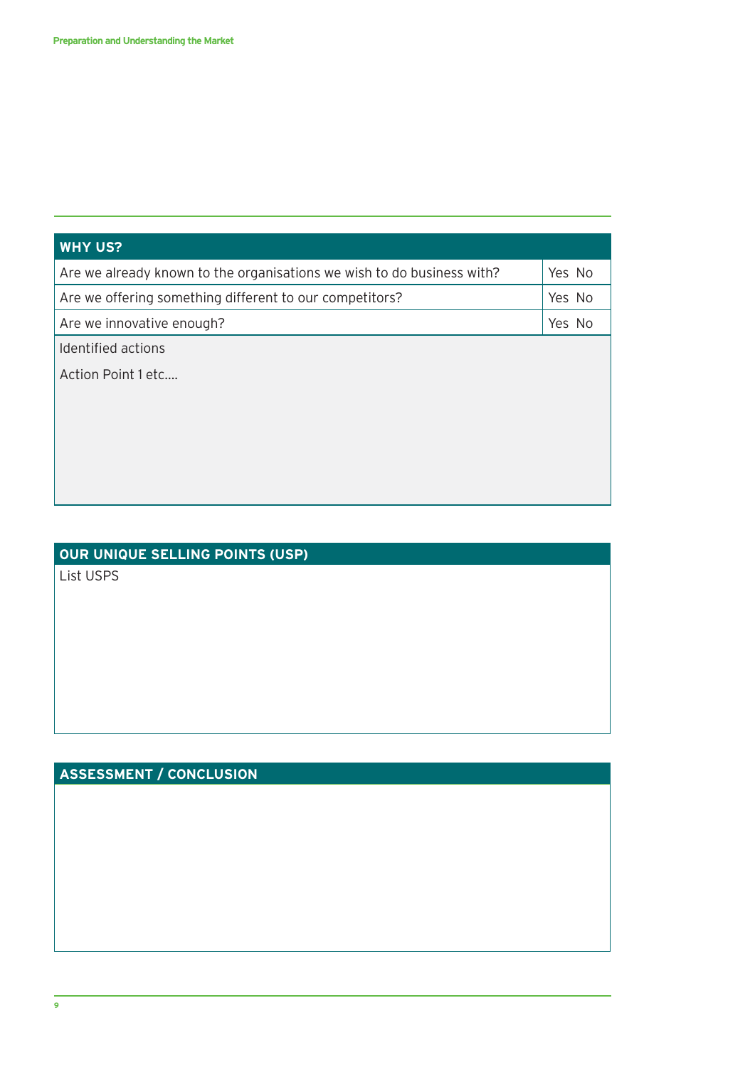| WHY US? | |
|---|---|
| Are we already known to the organisations we wish to do business with? | Yes No |
| Are we offering something different to our competitors? | Yes No |
| Are we innovative enough? | Yes No |

Identified actions

Action Point 1 etc….

## OUR UNIQUE SELLING POINTS (USP)

List USPS

## ASSESSMENT / CONCLUSION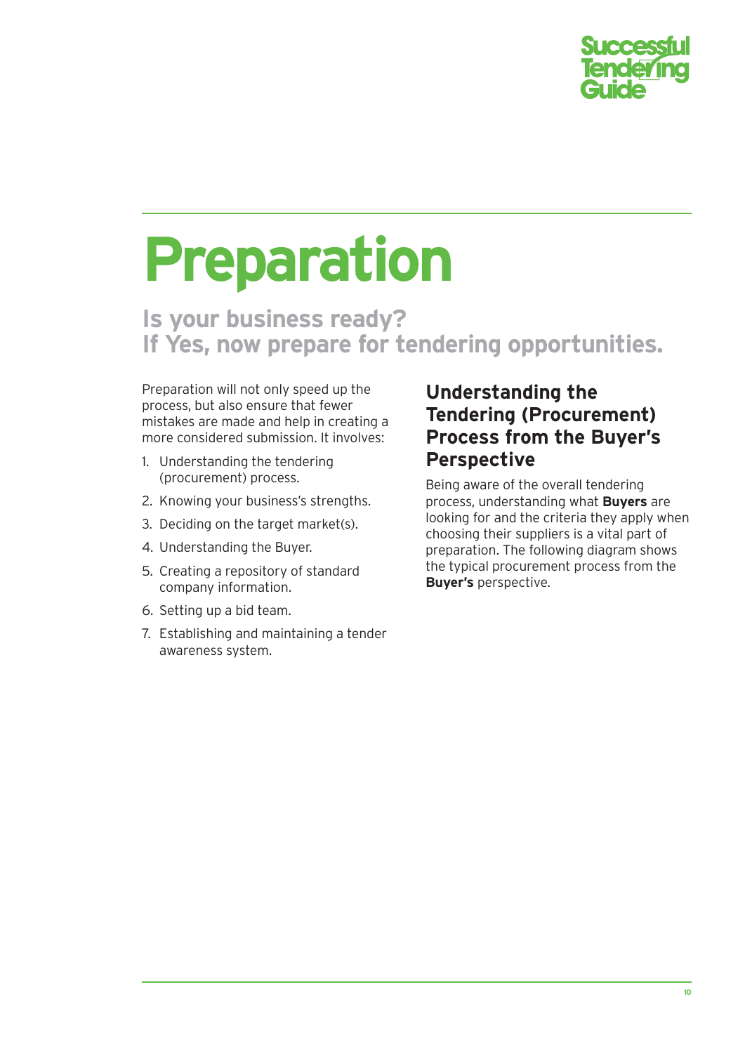# Preparation

## Is your business ready?
## If Yes, now prepare for tendering opportunities.

Preparation will not only speed up the process, but also ensure that fewer mistakes are made and help in creating a more considered submission. It involves:

1. Understanding the tendering (procurement) process.
2. Knowing your business's strengths.
3. Deciding on the target market(s).
4. Understanding the Buyer.
5. Creating a repository of standard company information.
6. Setting up a bid team.
7. Establishing and maintaining a tender awareness system.

### Understanding the Tendering (Procurement) Process from the Buyer's Perspective

Being aware of the overall tendering process, understanding what **Buyers** are looking for and the criteria they apply when choosing their suppliers is a vital part of preparation. The following diagram shows the typical procurement process from the **Buyer's** perspective.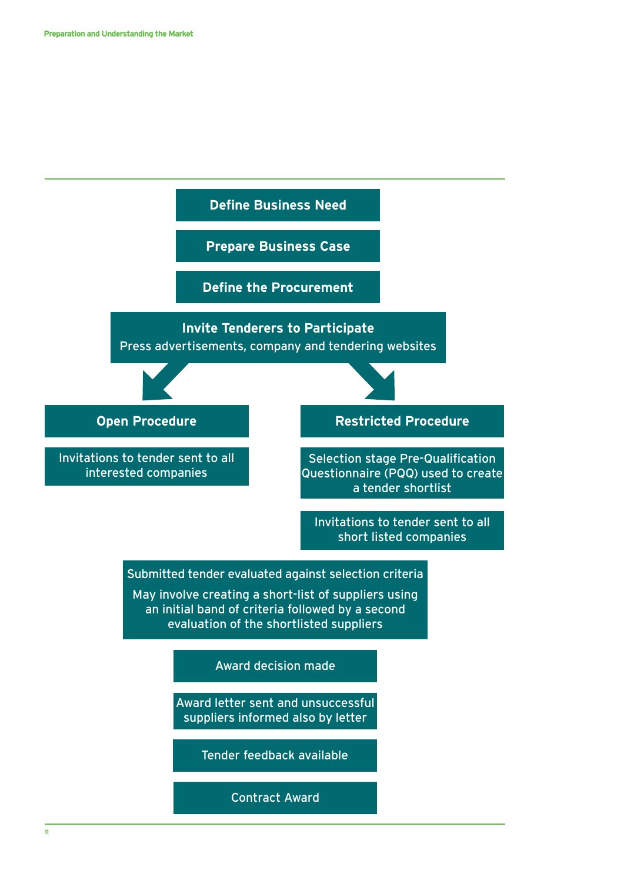**Define Business Need**

**Prepare Business Case**

**Define the Procurement**

**Invite Tenderers to Participate**
Press advertisements, company and tendering websites

**Open Procedure**

Invitations to tender sent to all interested companies

**Restricted Procedure**

Selection stage Pre-Qualification Questionnaire (PQQ) used to create a tender shortlist

Invitations to tender sent to all short listed companies

Submitted tender evaluated against selection criteria

May involve creating a short-list of suppliers using an initial band of criteria followed by a second evaluation of the shortlisted suppliers

Award decision made

Award letter sent and unsuccessful suppliers informed also by letter

Tender feedback available

Contract Award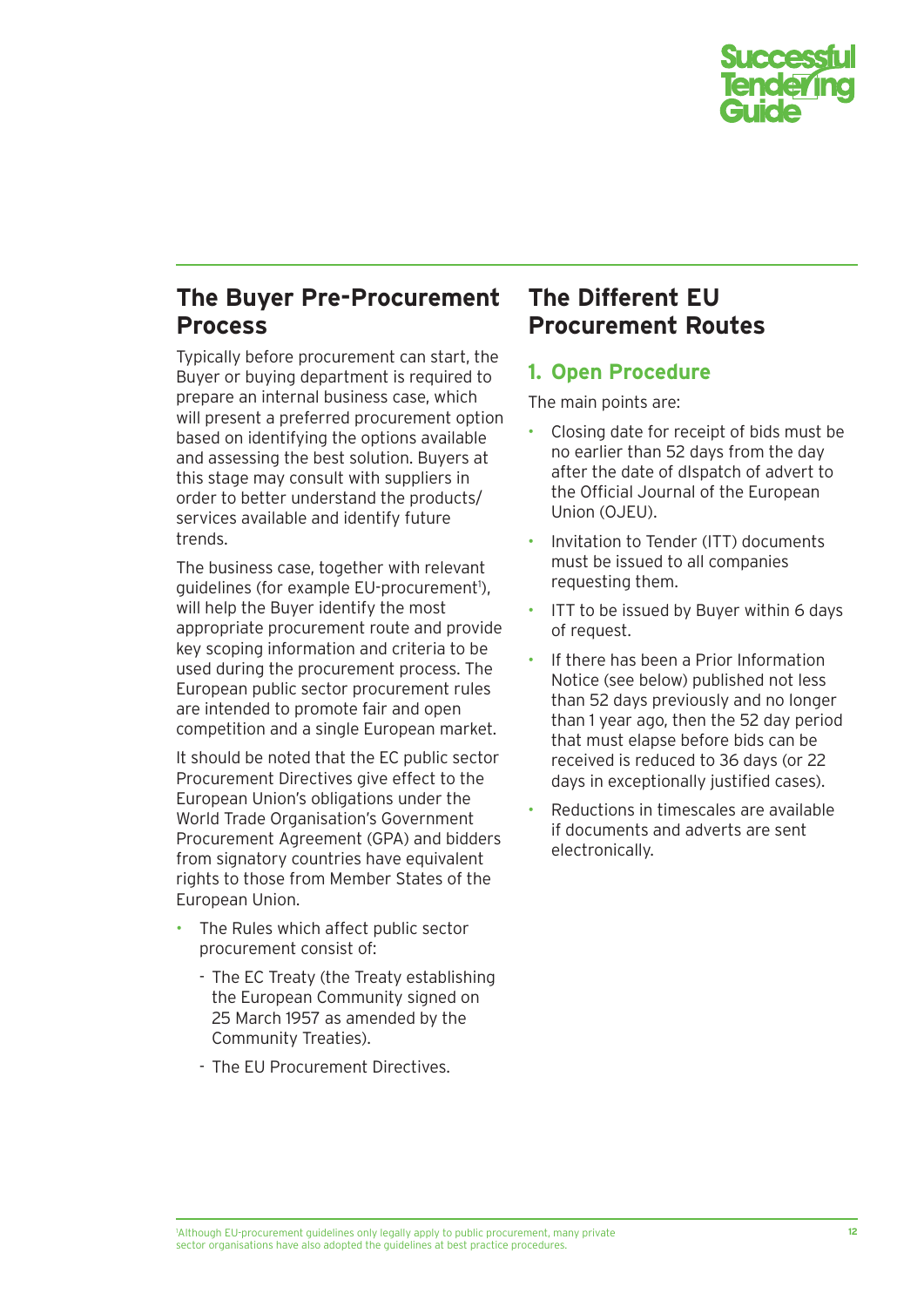## The Buyer Pre-Procurement Process

Typically before procurement can start, the Buyer or buying department is required to prepare an internal business case, which will present a preferred procurement option based on identifying the options available and assessing the best solution. Buyers at this stage may consult with suppliers in order to better understand the products/ services available and identify future trends.

The business case, together with relevant guidelines (for example EU-procurement[1]), will help the Buyer identify the most appropriate procurement route and provide key scoping information and criteria to be used during the procurement process. The European public sector procurement rules are intended to promote fair and open competition and a single European market.

It should be noted that the EC public sector Procurement Directives give effect to the European Union's obligations under the World Trade Organisation's Government Procurement Agreement (GPA) and bidders from signatory countries have equivalent rights to those from Member States of the European Union.

- The Rules which affect public sector procurement consist of:
  - The EC Treaty (the Treaty establishing the European Community signed on 25 March 1957 as amended by the Community Treaties).
  - The EU Procurement Directives.

## The Different EU Procurement Routes

### 1. Open Procedure

The main points are:

- Closing date for receipt of bids must be no earlier than 52 days from the day after the date of dlspatch of advert to the Official Journal of the European Union (OJEU).
- Invitation to Tender (ITT) documents must be issued to all companies requesting them.
- ITT to be issued by Buyer within 6 days of request.
- If there has been a Prior Information Notice (see below) published not less than 52 days previously and no longer than 1 year ago, then the 52 day period that must elapse before bids can be received is reduced to 36 days (or 22 days in exceptionally justified cases).
- Reductions in timescales are available if documents and adverts are sent electronically.

[1]Although EU-procurement guidelines only legally apply to public procurement, many private sector organisations have also adopted the guidelines at best practice procedures.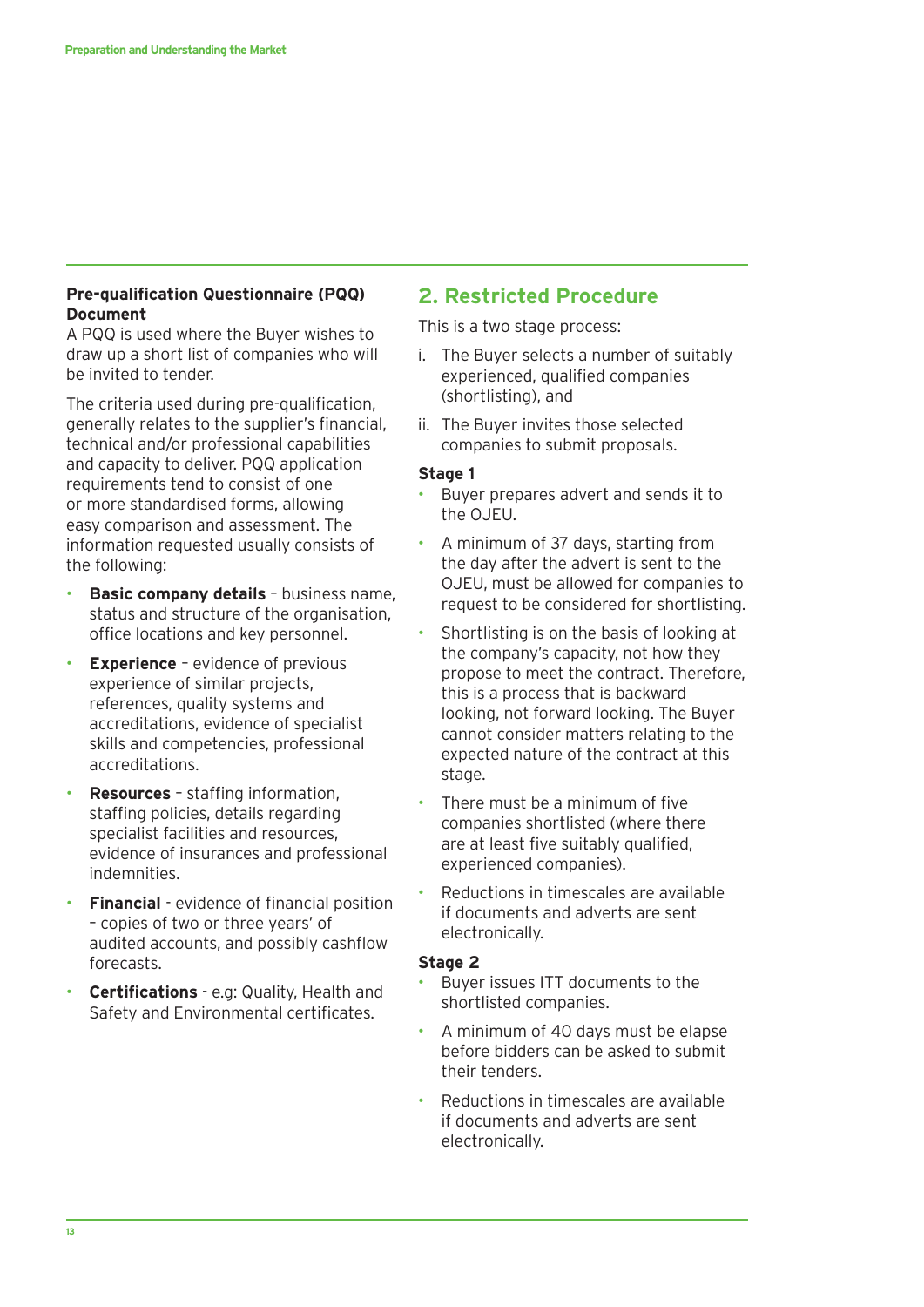### Pre-qualification Questionnaire (PQQ) Document

A PQQ is used where the Buyer wishes to draw up a short list of companies who will be invited to tender.

The criteria used during pre-qualification, generally relates to the supplier's financial, technical and/or professional capabilities and capacity to deliver. PQQ application requirements tend to consist of one or more standardised forms, allowing easy comparison and assessment. The information requested usually consists of the following:

- **Basic company details** – business name, status and structure of the organisation, office locations and key personnel.
- **Experience** – evidence of previous experience of similar projects, references, quality systems and accreditations, evidence of specialist skills and competencies, professional accreditations.
- **Resources** – staffing information, staffing policies, details regarding specialist facilities and resources, evidence of insurances and professional indemnities.
- **Financial** - evidence of financial position – copies of two or three years' of audited accounts, and possibly cashflow forecasts.
- **Certifications** - e.g: Quality, Health and Safety and Environmental certificates.

## 2. Restricted Procedure

This is a two stage process:

i. The Buyer selects a number of suitably experienced, qualified companies (shortlisting), and

ii. The Buyer invites those selected companies to submit proposals.

**Stage 1**

- Buyer prepares advert and sends it to the OJEU.
- A minimum of 37 days, starting from the day after the advert is sent to the OJEU, must be allowed for companies to request to be considered for shortlisting.
- Shortlisting is on the basis of looking at the company's capacity, not how they propose to meet the contract. Therefore, this is a process that is backward looking, not forward looking. The Buyer cannot consider matters relating to the expected nature of the contract at this stage.
- There must be a minimum of five companies shortlisted (where there are at least five suitably qualified, experienced companies).
- Reductions in timescales are available if documents and adverts are sent electronically.

**Stage 2**

- Buyer issues ITT documents to the shortlisted companies.
- A minimum of 40 days must be elapse before bidders can be asked to submit their tenders.
- Reductions in timescales are available if documents and adverts are sent electronically.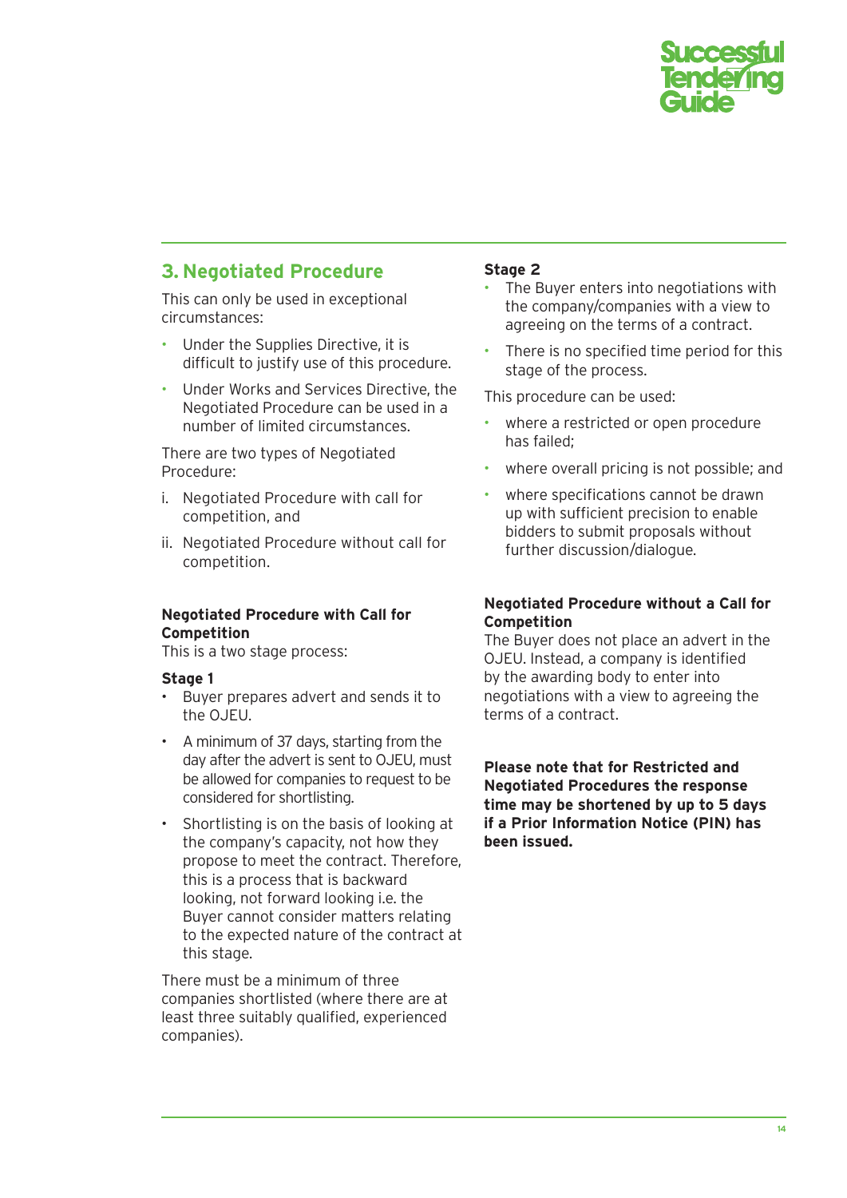## 3. Negotiated Procedure

This can only be used in exceptional circumstances:

- Under the Supplies Directive, it is difficult to justify use of this procedure.
- Under Works and Services Directive, the Negotiated Procedure can be used in a number of limited circumstances.

There are two types of Negotiated Procedure:

i. Negotiated Procedure with call for competition, and
ii. Negotiated Procedure without call for competition.

**Negotiated Procedure with Call for Competition**
This is a two stage process:

**Stage 1**

- Buyer prepares advert and sends it to the OJEU.
- A minimum of 37 days, starting from the day after the advert is sent to OJEU, must be allowed for companies to request to be considered for shortlisting.
- Shortlisting is on the basis of looking at the company's capacity, not how they propose to meet the contract. Therefore, this is a process that is backward looking, not forward looking i.e. the Buyer cannot consider matters relating to the expected nature of the contract at this stage.

There must be a minimum of three companies shortlisted (where there are at least three suitably qualified, experienced companies).

**Stage 2**

- The Buyer enters into negotiations with the company/companies with a view to agreeing on the terms of a contract.
- There is no specified time period for this stage of the process.

This procedure can be used:

- where a restricted or open procedure has failed;
- where overall pricing is not possible; and
- where specifications cannot be drawn up with sufficient precision to enable bidders to submit proposals without further discussion/dialogue.

**Negotiated Procedure without a Call for Competition**
The Buyer does not place an advert in the OJEU. Instead, a company is identified by the awarding body to enter into negotiations with a view to agreeing the terms of a contract.

**Please note that for Restricted and Negotiated Procedures the response time may be shortened by up to 5 days if a Prior Information Notice (PIN) has been issued.**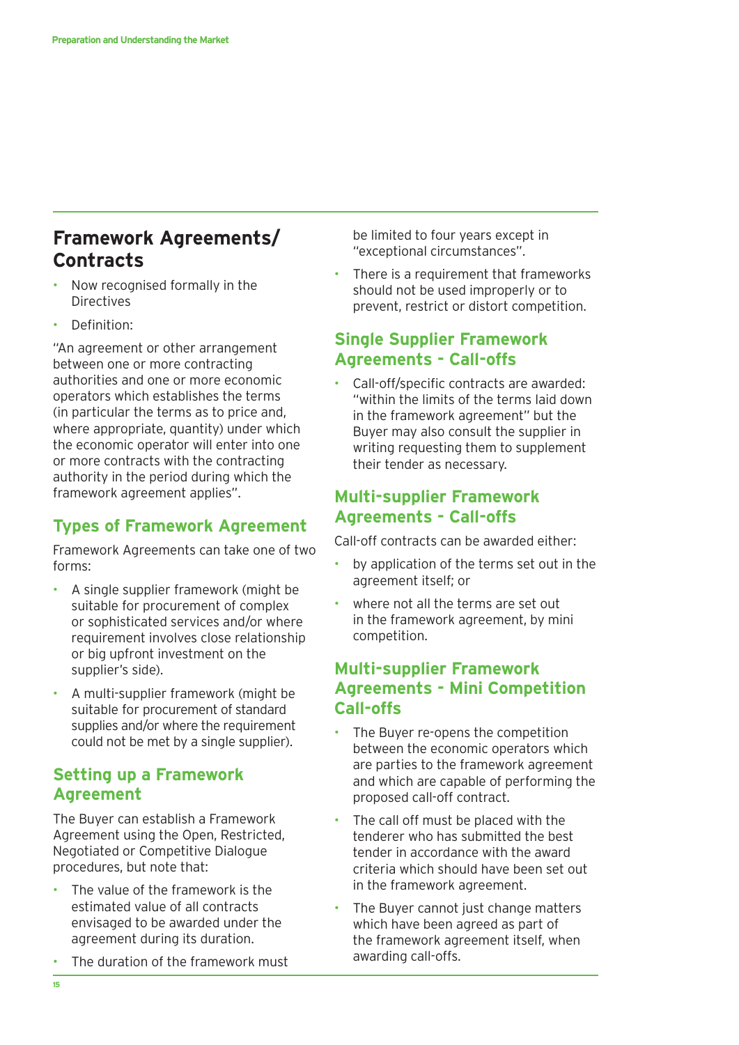## Framework Agreements/ Contracts

- Now recognised formally in the Directives
- Definition:

"An agreement or other arrangement between one or more contracting authorities and one or more economic operators which establishes the terms (in particular the terms as to price and, where appropriate, quantity) under which the economic operator will enter into one or more contracts with the contracting authority in the period during which the framework agreement applies".

### Types of Framework Agreement

Framework Agreements can take one of two forms:

- A single supplier framework (might be suitable for procurement of complex or sophisticated services and/or where requirement involves close relationship or big upfront investment on the supplier's side).
- A multi-supplier framework (might be suitable for procurement of standard supplies and/or where the requirement could not be met by a single supplier).

### Setting up a Framework Agreement

The Buyer can establish a Framework Agreement using the Open, Restricted, Negotiated or Competitive Dialogue procedures, but note that:

- The value of the framework is the estimated value of all contracts envisaged to be awarded under the agreement during its duration.
- The duration of the framework must be limited to four years except in "exceptional circumstances".
- There is a requirement that frameworks should not be used improperly or to prevent, restrict or distort competition.

### Single Supplier Framework Agreements - Call-offs

- Call-off/specific contracts are awarded: "within the limits of the terms laid down in the framework agreement" but the Buyer may also consult the supplier in writing requesting them to supplement their tender as necessary.

### Multi-supplier Framework Agreements - Call-offs

Call-off contracts can be awarded either:

- by application of the terms set out in the agreement itself; or
- where not all the terms are set out in the framework agreement, by mini competition.

### Multi-supplier Framework Agreements - Mini Competition Call-offs

- The Buyer re-opens the competition between the economic operators which are parties to the framework agreement and which are capable of performing the proposed call-off contract.
- The call off must be placed with the tenderer who has submitted the best tender in accordance with the award criteria which should have been set out in the framework agreement.
- The Buyer cannot just change matters which have been agreed as part of the framework agreement itself, when awarding call-offs.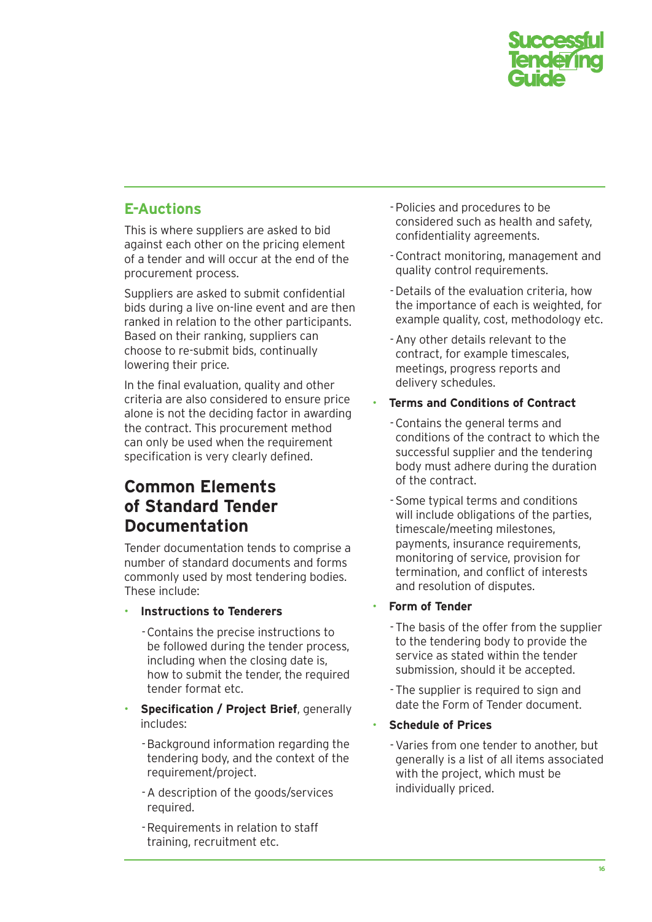## E-Auctions

This is where suppliers are asked to bid against each other on the pricing element of a tender and will occur at the end of the procurement process.

Suppliers are asked to submit confidential bids during a live on-line event and are then ranked in relation to the other participants. Based on their ranking, suppliers can choose to re-submit bids, continually lowering their price.

In the final evaluation, quality and other criteria are also considered to ensure price alone is not the deciding factor in awarding the contract. This procurement method can only be used when the requirement specification is very clearly defined.

## Common Elements of Standard Tender Documentation

Tender documentation tends to comprise a number of standard documents and forms commonly used by most tendering bodies. These include:

- **Instructions to Tenderers**
  - Contains the precise instructions to be followed during the tender process, including when the closing date is, how to submit the tender, the required tender format etc.
- **Specification / Project Brief**, generally includes:
  - Background information regarding the tendering body, and the context of the requirement/project.
  - A description of the goods/services required.
  - Requirements in relation to staff training, recruitment etc.
  - Policies and procedures to be considered such as health and safety, confidentiality agreements.
  - Contract monitoring, management and quality control requirements.
  - Details of the evaluation criteria, how the importance of each is weighted, for example quality, cost, methodology etc.
  - Any other details relevant to the contract, for example timescales, meetings, progress reports and delivery schedules.
- **Terms and Conditions of Contract**
  - Contains the general terms and conditions of the contract to which the successful supplier and the tendering body must adhere during the duration of the contract.
  - Some typical terms and conditions will include obligations of the parties, timescale/meeting milestones, payments, insurance requirements, monitoring of service, provision for termination, and conflict of interests and resolution of disputes.
- **Form of Tender**
  - The basis of the offer from the supplier to the tendering body to provide the service as stated within the tender submission, should it be accepted.
  - The supplier is required to sign and date the Form of Tender document.
- **Schedule of Prices**
  - Varies from one tender to another, but generally is a list of all items associated with the project, which must be individually priced.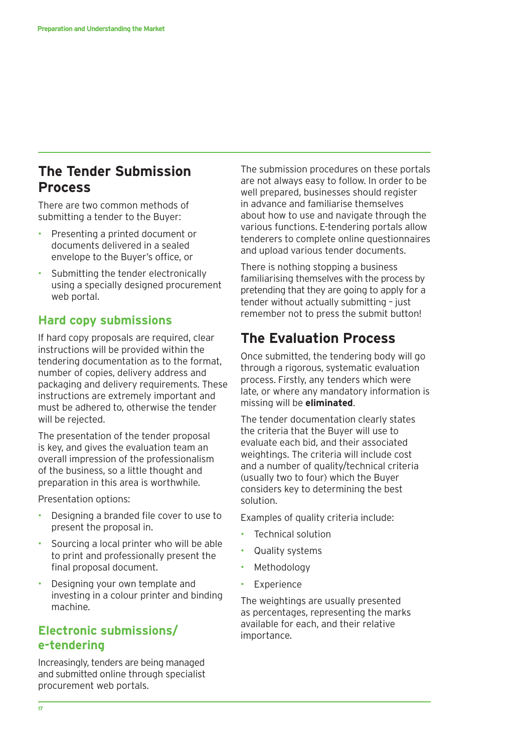## The Tender Submission Process

There are two common methods of submitting a tender to the Buyer:

- Presenting a printed document or documents delivered in a sealed envelope to the Buyer's office, or
- Submitting the tender electronically using a specially designed procurement web portal.

### Hard copy submissions

If hard copy proposals are required, clear instructions will be provided within the tendering documentation as to the format, number of copies, delivery address and packaging and delivery requirements. These instructions are extremely important and must be adhered to, otherwise the tender will be rejected.

The presentation of the tender proposal is key, and gives the evaluation team an overall impression of the professionalism of the business, so a little thought and preparation in this area is worthwhile.

Presentation options:

- Designing a branded file cover to use to present the proposal in.
- Sourcing a local printer who will be able to print and professionally present the final proposal document.
- Designing your own template and investing in a colour printer and binding machine.

### Electronic submissions/ e-tendering

Increasingly, tenders are being managed and submitted online through specialist procurement web portals.

The submission procedures on these portals are not always easy to follow. In order to be well prepared, businesses should register in advance and familiarise themselves about how to use and navigate through the various functions. E-tendering portals allow tenderers to complete online questionnaires and upload various tender documents.

There is nothing stopping a business familiarising themselves with the process by pretending that they are going to apply for a tender without actually submitting – just remember not to press the submit button!

## The Evaluation Process

Once submitted, the tendering body will go through a rigorous, systematic evaluation process. Firstly, any tenders which were late, or where any mandatory information is missing will be **eliminated**.

The tender documentation clearly states the criteria that the Buyer will use to evaluate each bid, and their associated weightings. The criteria will include cost and a number of quality/technical criteria (usually two to four) which the Buyer considers key to determining the best solution.

Examples of quality criteria include:

- Technical solution
- Quality systems
- Methodology
- Experience

The weightings are usually presented as percentages, representing the marks available for each, and their relative importance.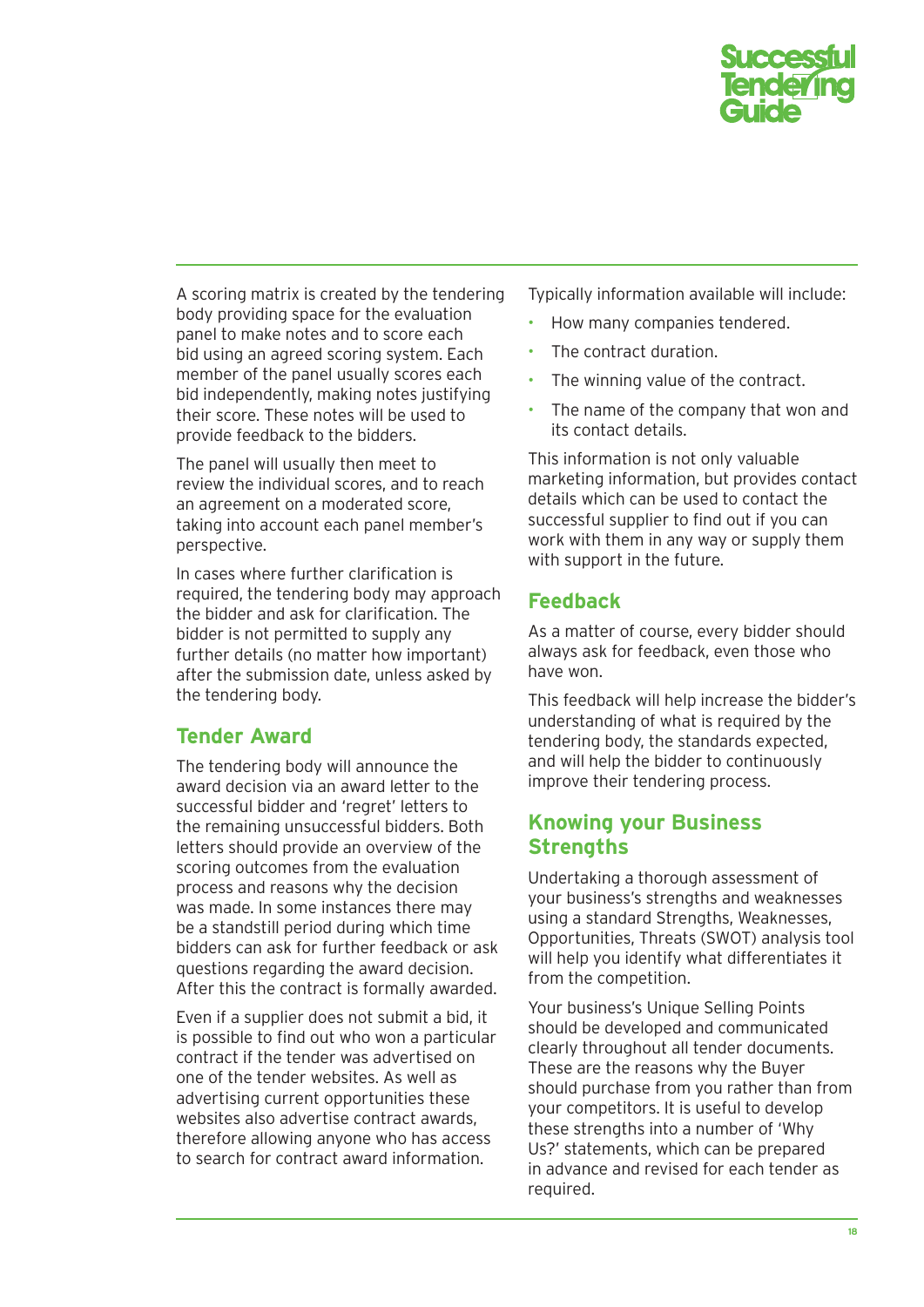A scoring matrix is created by the tendering body providing space for the evaluation panel to make notes and to score each bid using an agreed scoring system. Each member of the panel usually scores each bid independently, making notes justifying their score. These notes will be used to provide feedback to the bidders.

The panel will usually then meet to review the individual scores, and to reach an agreement on a moderated score, taking into account each panel member's perspective.

In cases where further clarification is required, the tendering body may approach the bidder and ask for clarification. The bidder is not permitted to supply any further details (no matter how important) after the submission date, unless asked by the tendering body.

## Tender Award

The tendering body will announce the award decision via an award letter to the successful bidder and 'regret' letters to the remaining unsuccessful bidders. Both letters should provide an overview of the scoring outcomes from the evaluation process and reasons why the decision was made. In some instances there may be a standstill period during which time bidders can ask for further feedback or ask questions regarding the award decision. After this the contract is formally awarded.

Even if a supplier does not submit a bid, it is possible to find out who won a particular contract if the tender was advertised on one of the tender websites. As well as advertising current opportunities these websites also advertise contract awards, therefore allowing anyone who has access to search for contract award information.

Typically information available will include:

- How many companies tendered.
- The contract duration.
- The winning value of the contract.
- The name of the company that won and its contact details.

This information is not only valuable marketing information, but provides contact details which can be used to contact the successful supplier to find out if you can work with them in any way or supply them with support in the future.

## Feedback

As a matter of course, every bidder should always ask for feedback, even those who have won.

This feedback will help increase the bidder's understanding of what is required by the tendering body, the standards expected, and will help the bidder to continuously improve their tendering process.

## Knowing your Business Strengths

Undertaking a thorough assessment of your business's strengths and weaknesses using a standard Strengths, Weaknesses, Opportunities, Threats (SWOT) analysis tool will help you identify what differentiates it from the competition.

Your business's Unique Selling Points should be developed and communicated clearly throughout all tender documents. These are the reasons why the Buyer should purchase from you rather than from your competitors. It is useful to develop these strengths into a number of 'Why Us?' statements, which can be prepared in advance and revised for each tender as required.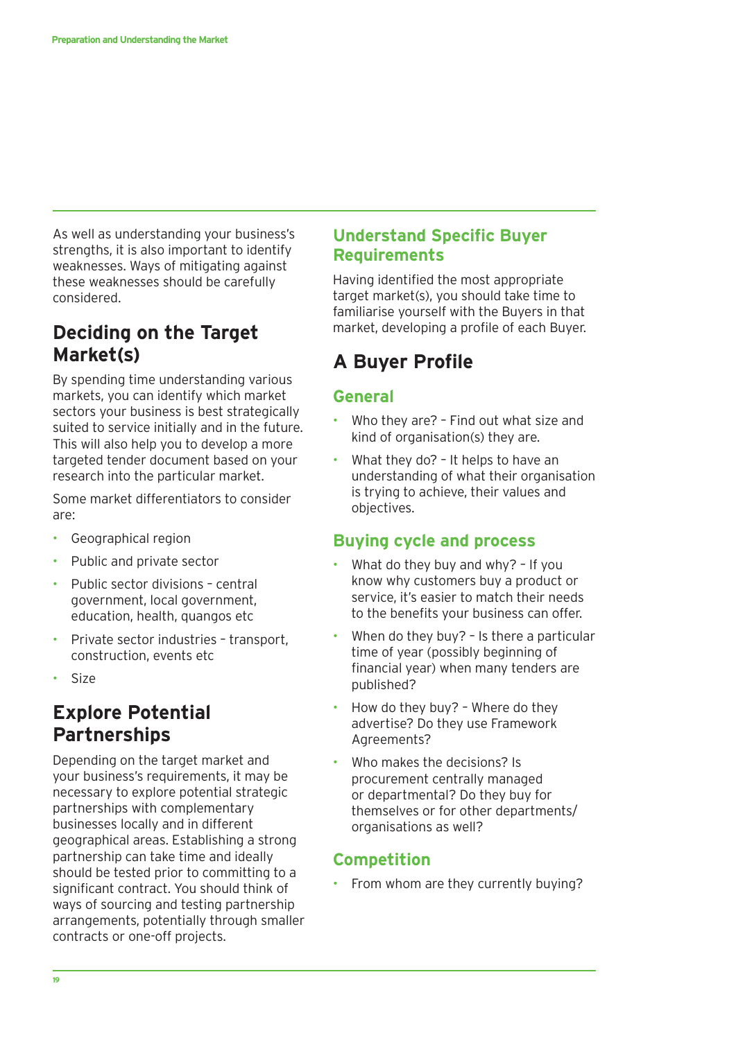As well as understanding your business's strengths, it is also important to identify weaknesses. Ways of mitigating against these weaknesses should be carefully considered.

## Deciding on the Target Market(s)

By spending time understanding various markets, you can identify which market sectors your business is best strategically suited to service initially and in the future. This will also help you to develop a more targeted tender document based on your research into the particular market.

Some market differentiators to consider are:

- Geographical region
- Public and private sector
- Public sector divisions – central government, local government, education, health, quangos etc
- Private sector industries – transport, construction, events etc
- Size

## Explore Potential Partnerships

Depending on the target market and your business's requirements, it may be necessary to explore potential strategic partnerships with complementary businesses locally and in different geographical areas. Establishing a strong partnership can take time and ideally should be tested prior to committing to a significant contract. You should think of ways of sourcing and testing partnership arrangements, potentially through smaller contracts or one-off projects.

### Understand Specific Buyer Requirements

Having identified the most appropriate target market(s), you should take time to familiarise yourself with the Buyers in that market, developing a profile of each Buyer.

## A Buyer Profile

### General

- Who they are? – Find out what size and kind of organisation(s) they are.
- What they do? – It helps to have an understanding of what their organisation is trying to achieve, their values and objectives.

### Buying cycle and process

- What do they buy and why? – If you know why customers buy a product or service, it's easier to match their needs to the benefits your business can offer.
- When do they buy? – Is there a particular time of year (possibly beginning of financial year) when many tenders are published?
- How do they buy? – Where do they advertise? Do they use Framework Agreements?
- Who makes the decisions? Is procurement centrally managed or departmental? Do they buy for themselves or for other departments/ organisations as well?

### Competition

- From whom are they currently buying?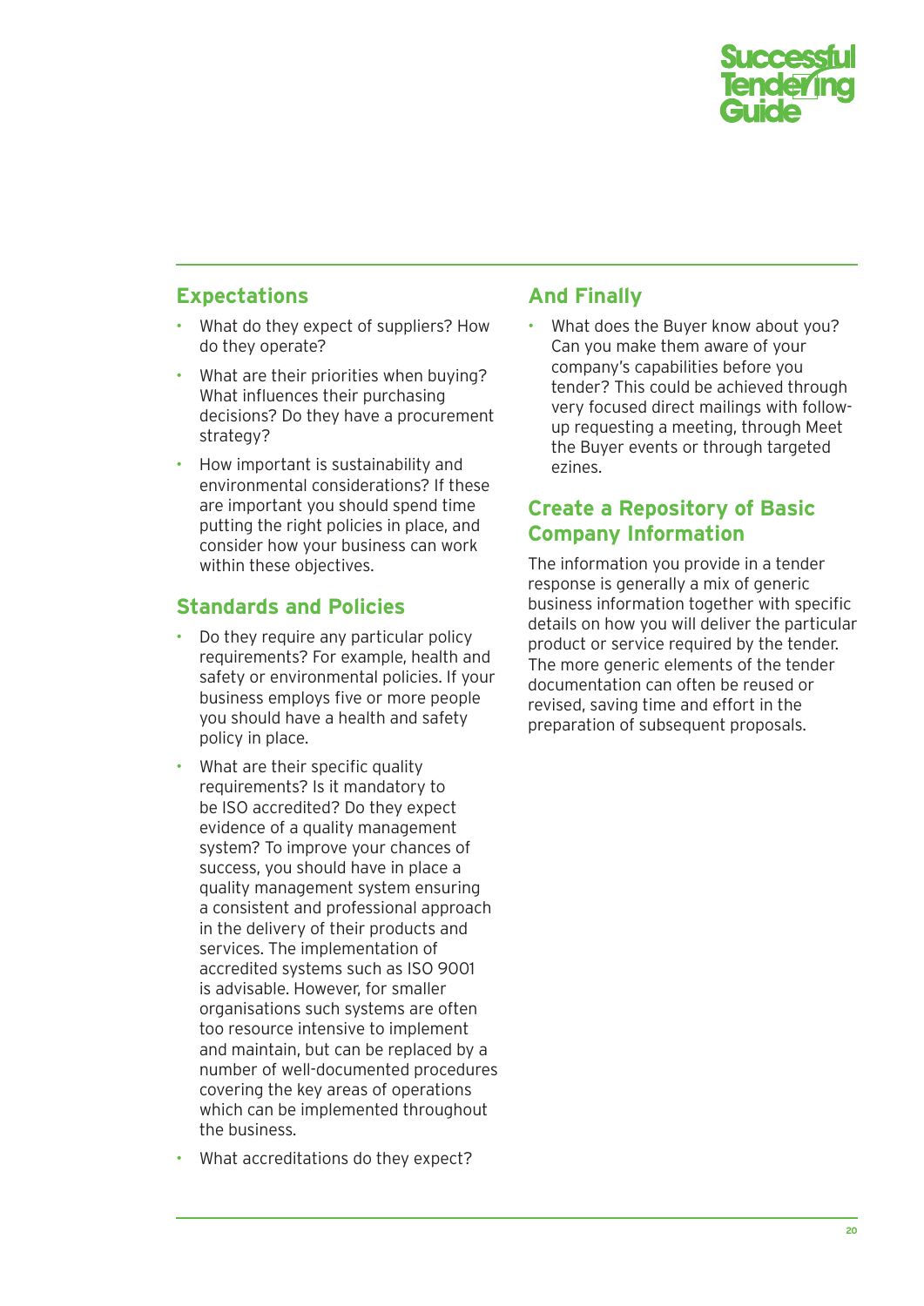## Expectations

- What do they expect of suppliers? How do they operate?
- What are their priorities when buying? What influences their purchasing decisions? Do they have a procurement strategy?
- How important is sustainability and environmental considerations? If these are important you should spend time putting the right policies in place, and consider how your business can work within these objectives.

## Standards and Policies

- Do they require any particular policy requirements? For example, health and safety or environmental policies. If your business employs five or more people you should have a health and safety policy in place.
- What are their specific quality requirements? Is it mandatory to be ISO accredited? Do they expect evidence of a quality management system? To improve your chances of success, you should have in place a quality management system ensuring a consistent and professional approach in the delivery of their products and services. The implementation of accredited systems such as ISO 9001 is advisable. However, for smaller organisations such systems are often too resource intensive to implement and maintain, but can be replaced by a number of well-documented procedures covering the key areas of operations which can be implemented throughout the business.
- What accreditations do they expect?

## And Finally

- What does the Buyer know about you? Can you make them aware of your company's capabilities before you tender? This could be achieved through very focused direct mailings with follow-up requesting a meeting, through Meet the Buyer events or through targeted ezines.

## Create a Repository of Basic Company Information

The information you provide in a tender response is generally a mix of generic business information together with specific details on how you will deliver the particular product or service required by the tender. The more generic elements of the tender documentation can often be reused or revised, saving time and effort in the preparation of subsequent proposals.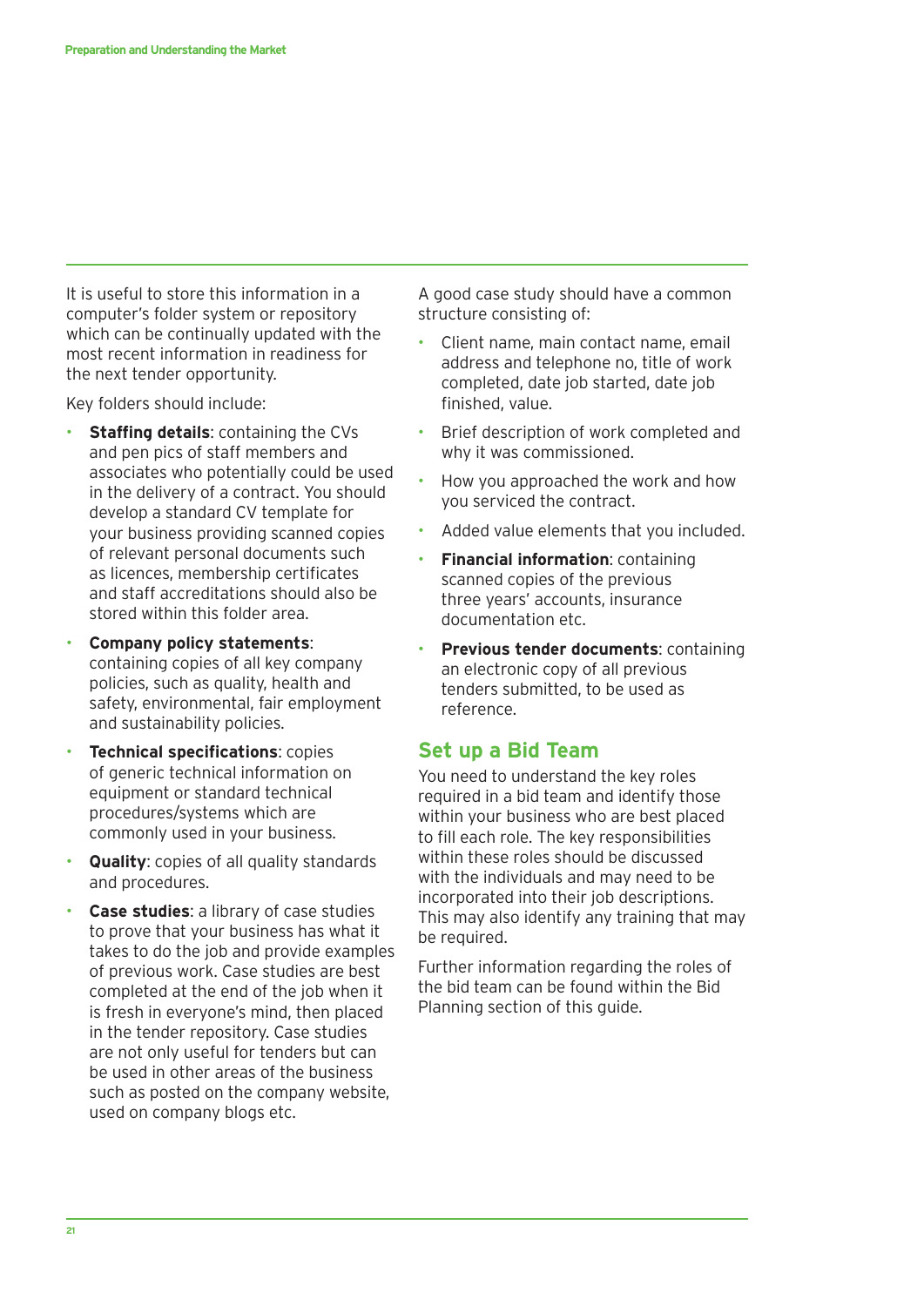It is useful to store this information in a computer's folder system or repository which can be continually updated with the most recent information in readiness for the next tender opportunity.

Key folders should include:

- **Staffing details**: containing the CVs and pen pics of staff members and associates who potentially could be used in the delivery of a contract. You should develop a standard CV template for your business providing scanned copies of relevant personal documents such as licences, membership certificates and staff accreditations should also be stored within this folder area.
- **Company policy statements**: containing copies of all key company policies, such as quality, health and safety, environmental, fair employment and sustainability policies.
- **Technical specifications**: copies of generic technical information on equipment or standard technical procedures/systems which are commonly used in your business.
- **Quality**: copies of all quality standards and procedures.
- **Case studies**: a library of case studies to prove that your business has what it takes to do the job and provide examples of previous work. Case studies are best completed at the end of the job when it is fresh in everyone's mind, then placed in the tender repository. Case studies are not only useful for tenders but can be used in other areas of the business such as posted on the company website, used on company blogs etc.

A good case study should have a common structure consisting of:

- Client name, main contact name, email address and telephone no, title of work completed, date job started, date job finished, value.
- Brief description of work completed and why it was commissioned.
- How you approached the work and how you serviced the contract.
- Added value elements that you included.
- **Financial information**: containing scanned copies of the previous three years' accounts, insurance documentation etc.
- **Previous tender documents**: containing an electronic copy of all previous tenders submitted, to be used as reference.

## Set up a Bid Team

You need to understand the key roles required in a bid team and identify those within your business who are best placed to fill each role. The key responsibilities within these roles should be discussed with the individuals and may need to be incorporated into their job descriptions. This may also identify any training that may be required.

Further information regarding the roles of the bid team can be found within the Bid Planning section of this guide.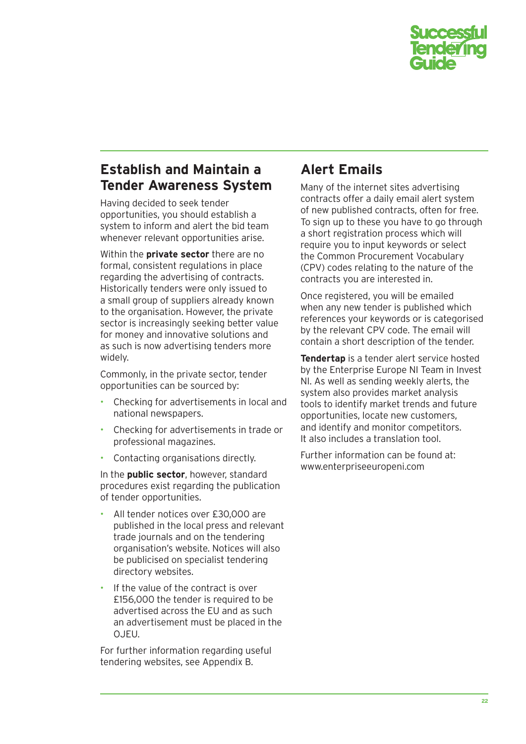## Establish and Maintain a Tender Awareness System

Having decided to seek tender opportunities, you should establish a system to inform and alert the bid team whenever relevant opportunities arise.

Within the **private sector** there are no formal, consistent regulations in place regarding the advertising of contracts. Historically tenders were only issued to a small group of suppliers already known to the organisation. However, the private sector is increasingly seeking better value for money and innovative solutions and as such is now advertising tenders more widely.

Commonly, in the private sector, tender opportunities can be sourced by:

- Checking for advertisements in local and national newspapers.
- Checking for advertisements in trade or professional magazines.
- Contacting organisations directly.

In the **public sector**, however, standard procedures exist regarding the publication of tender opportunities.

- All tender notices over £30,000 are published in the local press and relevant trade journals and on the tendering organisation's website. Notices will also be publicised on specialist tendering directory websites.
- If the value of the contract is over £156,000 the tender is required to be advertised across the EU and as such an advertisement must be placed in the OJEU.

For further information regarding useful tendering websites, see Appendix B.

## Alert Emails

Many of the internet sites advertising contracts offer a daily email alert system of new published contracts, often for free. To sign up to these you have to go through a short registration process which will require you to input keywords or select the Common Procurement Vocabulary (CPV) codes relating to the nature of the contracts you are interested in.

Once registered, you will be emailed when any new tender is published which references your keywords or is categorised by the relevant CPV code. The email will contain a short description of the tender.

**Tendertap** is a tender alert service hosted by the Enterprise Europe NI Team in Invest NI. As well as sending weekly alerts, the system also provides market analysis tools to identify market trends and future opportunities, locate new customers, and identify and monitor competitors. It also includes a translation tool.

Further information can be found at: www.enterpriseeuropeni.com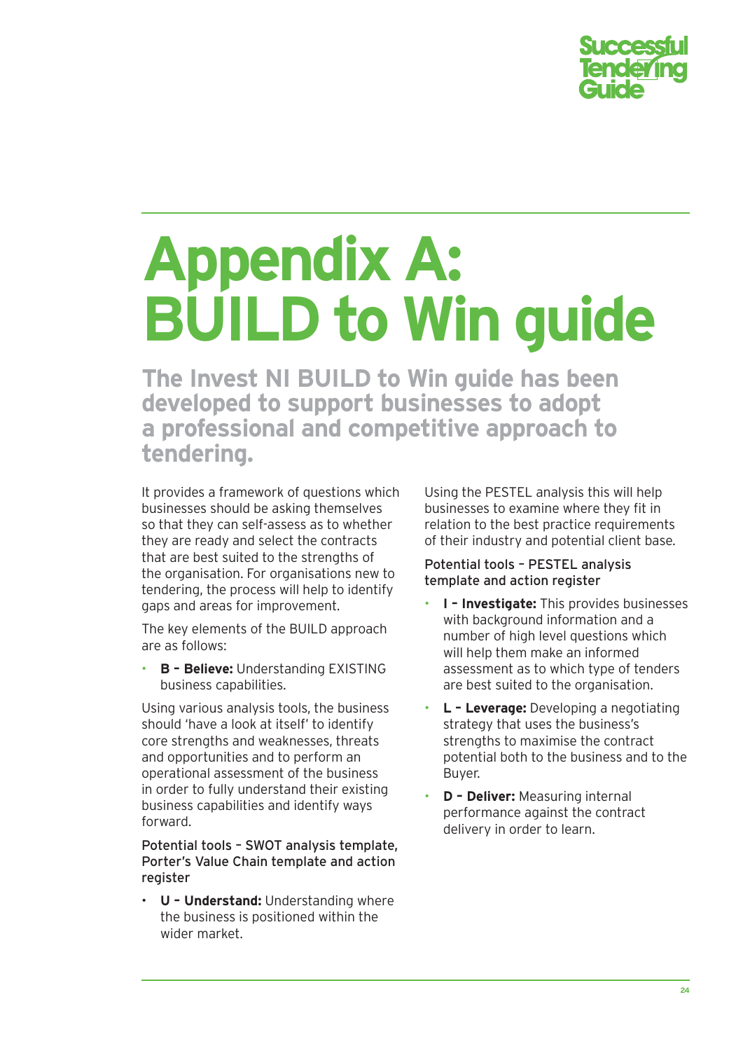# Appendix A: BUILD to Win guide

## The Invest NI BUILD to Win guide has been developed to support businesses to adopt a professional and competitive approach to tendering.

It provides a framework of questions which businesses should be asking themselves so that they can self-assess as to whether they are ready and select the contracts that are best suited to the strengths of the organisation. For organisations new to tendering, the process will help to identify gaps and areas for improvement.

The key elements of the BUILD approach are as follows:

- **B – Believe:** Understanding EXISTING business capabilities.

Using various analysis tools, the business should 'have a look at itself' to identify core strengths and weaknesses, threats and opportunities and to perform an operational assessment of the business in order to fully understand their existing business capabilities and identify ways forward.

Potential tools – SWOT analysis template, Porter's Value Chain template and action register

- **U – Understand:** Understanding where the business is positioned within the wider market.

Using the PESTEL analysis this will help businesses to examine where they fit in relation to the best practice requirements of their industry and potential client base.

Potential tools – PESTEL analysis template and action register

- **I – Investigate:** This provides businesses with background information and a number of high level questions which will help them make an informed assessment as to which type of tenders are best suited to the organisation.
- **L – Leverage:** Developing a negotiating strategy that uses the business's strengths to maximise the contract potential both to the business and to the Buyer.
- **D – Deliver:** Measuring internal performance against the contract delivery in order to learn.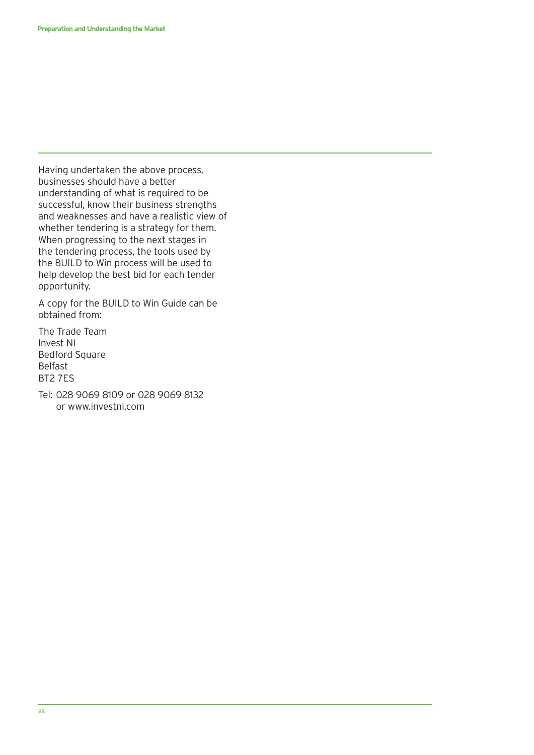Having undertaken the above process, businesses should have a better understanding of what is required to be successful, know their business strengths and weaknesses and have a realistic view of whether tendering is a strategy for them. When progressing to the next stages in the tendering process, the tools used by the BUILD to Win process will be used to help develop the best bid for each tender opportunity.

A copy for the BUILD to Win Guide can be obtained from:

The Trade Team  
Invest NI  
Bedford Square  
Belfast  
BT2 7ES

Tel: 028 9069 8109 or 028 9069 8132  
or www.investni.com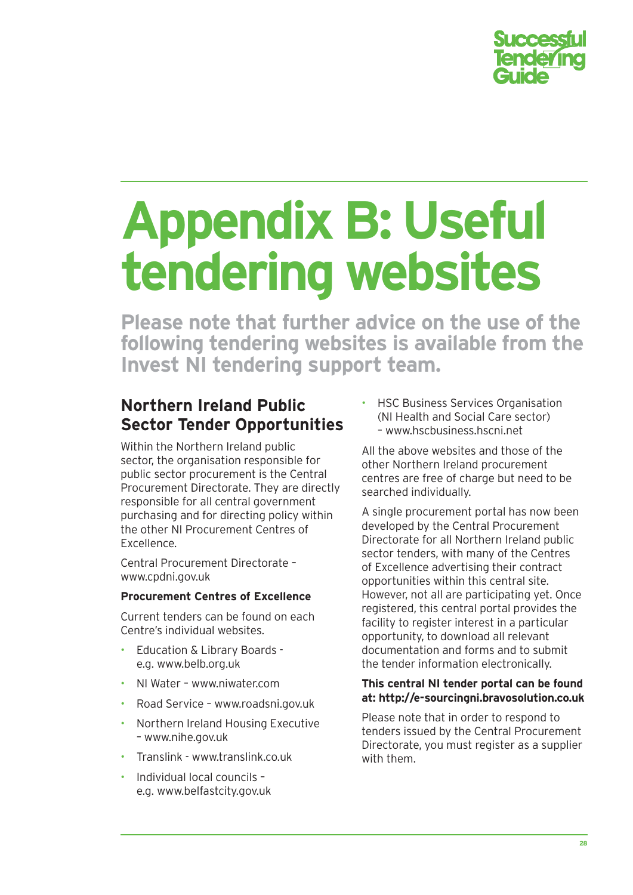# Appendix B: Useful tendering websites

**Please note that further advice on the use of the following tendering websites is available from the Invest NI tendering support team.**

## Northern Ireland Public Sector Tender Opportunities

Within the Northern Ireland public sector, the organisation responsible for public sector procurement is the Central Procurement Directorate. They are directly responsible for all central government purchasing and for directing policy within the other NI Procurement Centres of Excellence.

Central Procurement Directorate – www.cpdni.gov.uk

### Procurement Centres of Excellence

Current tenders can be found on each Centre's individual websites.

- Education & Library Boards - e.g. www.belb.org.uk
- NI Water – www.niwater.com
- Road Service – www.roadsni.gov.uk
- Northern Ireland Housing Executive – www.nihe.gov.uk
- Translink - www.translink.co.uk
- Individual local councils – e.g. www.belfastcity.gov.uk
- HSC Business Services Organisation (NI Health and Social Care sector) – www.hscbusiness.hscni.net

All the above websites and those of the other Northern Ireland procurement centres are free of charge but need to be searched individually.

A single procurement portal has now been developed by the Central Procurement Directorate for all Northern Ireland public sector tenders, with many of the Centres of Excellence advertising their contract opportunities within this central site. However, not all are participating yet. Once registered, this central portal provides the facility to register interest in a particular opportunity, to download all relevant documentation and forms and to submit the tender information electronically.

**This central NI tender portal can be found at: http://e-sourcingni.bravosolution.co.uk**

Please note that in order to respond to tenders issued by the Central Procurement Directorate, you must register as a supplier with them.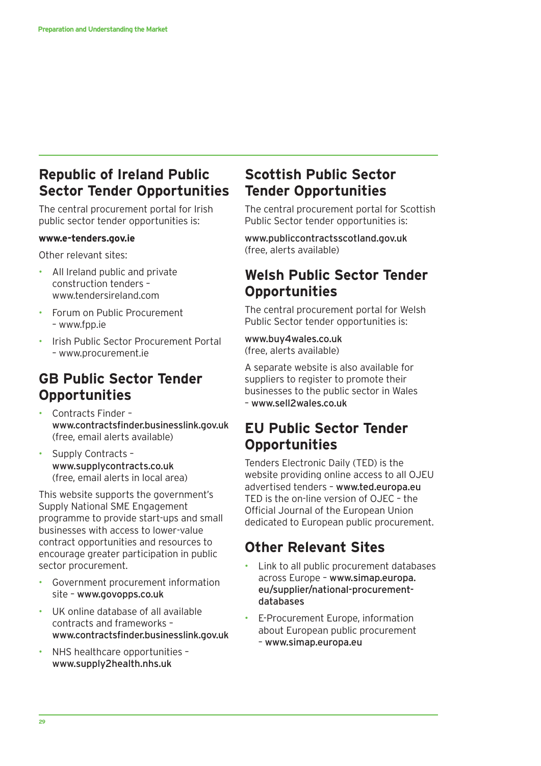## Republic of Ireland Public Sector Tender Opportunities

The central procurement portal for Irish public sector tender opportunities is:

**www.e-tenders.gov.ie**

Other relevant sites:

- All Ireland public and private construction tenders – www.tendersireland.com
- Forum on Public Procurement – www.fpp.ie
- Irish Public Sector Procurement Portal – www.procurement.ie

## GB Public Sector Tender Opportunities

- Contracts Finder – www.contractsfinder.businesslink.gov.uk (free, email alerts available)
- Supply Contracts – www.supplycontracts.co.uk (free, email alerts in local area)

This website supports the government's Supply National SME Engagement programme to provide start-ups and small businesses with access to lower-value contract opportunities and resources to encourage greater participation in public sector procurement.

- Government procurement information site – www.govopps.co.uk
- UK online database of all available contracts and frameworks – www.contractsfinder.businesslink.gov.uk
- NHS healthcare opportunities – www.supply2health.nhs.uk

## Scottish Public Sector Tender Opportunities

The central procurement portal for Scottish Public Sector tender opportunities is:

www.publiccontractsscotland.gov.uk (free, alerts available)

## Welsh Public Sector Tender Opportunities

The central procurement portal for Welsh Public Sector tender opportunities is:

www.buy4wales.co.uk (free, alerts available)

A separate website is also available for suppliers to register to promote their businesses to the public sector in Wales – www.sell2wales.co.uk

## EU Public Sector Tender Opportunities

Tenders Electronic Daily (TED) is the website providing online access to all OJEU advertised tenders – www.ted.europa.eu TED is the on-line version of OJEC – the Official Journal of the European Union dedicated to European public procurement.

## Other Relevant Sites

- Link to all public procurement databases across Europe – www.simap.europa.eu/supplier/national-procurement-databases
- E-Procurement Europe, information about European public procurement – www.simap.europa.eu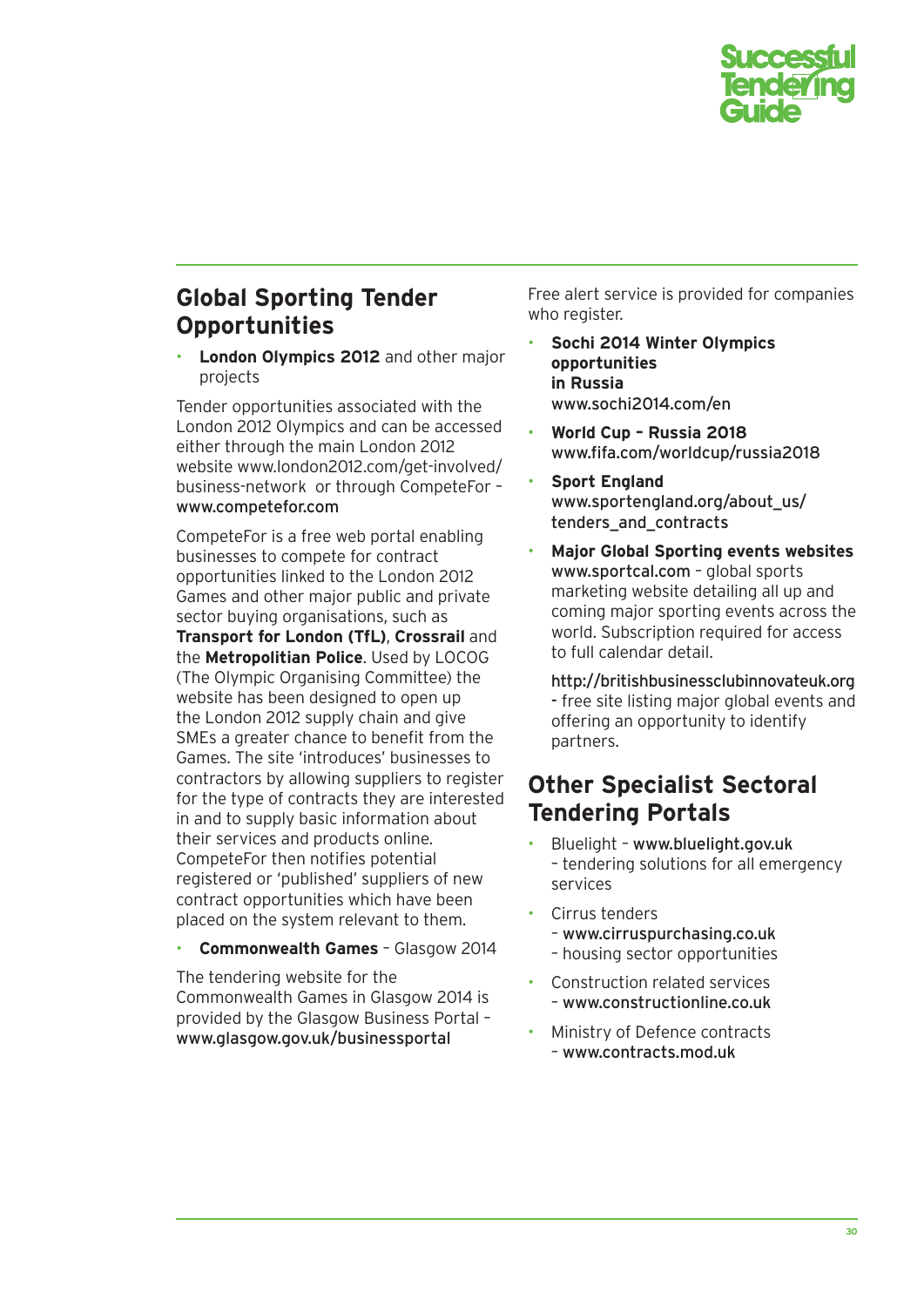## Global Sporting Tender Opportunities

- **London Olympics 2012** and other major projects

Tender opportunities associated with the London 2012 Olympics and can be accessed either through the main London 2012 website www.london2012.com/get-involved/business-network or through CompeteFor – www.competefor.com

CompeteFor is a free web portal enabling businesses to compete for contract opportunities linked to the London 2012 Games and other major public and private sector buying organisations, such as **Transport for London (TfL)**, **Crossrail** and the **Metropolitan Police**. Used by LOCOG (The Olympic Organising Committee) the website has been designed to open up the London 2012 supply chain and give SMEs a greater chance to benefit from the Games. The site 'introduces' businesses to contractors by allowing suppliers to register for the type of contracts they are interested in and to supply basic information about their services and products online. CompeteFor then notifies potential registered or 'published' suppliers of new contract opportunities which have been placed on the system relevant to them.

- **Commonwealth Games** – Glasgow 2014

The tendering website for the Commonwealth Games in Glasgow 2014 is provided by the Glasgow Business Portal – www.glasgow.gov.uk/businessportal

Free alert service is provided for companies who register.

- **Sochi 2014 Winter Olympics opportunities in Russia**
  www.sochi2014.com/en
- **World Cup – Russia 2018**
  www.fifa.com/worldcup/russia2018
- **Sport England**
  www.sportengland.org/about_us/tenders_and_contracts
- **Major Global Sporting events websites**
  www.sportcal.com – global sports marketing website detailing all up and coming major sporting events across the world. Subscription required for access to full calendar detail.

  http://britishbusinessclubinnovateuk.org - free site listing major global events and offering an opportunity to identify partners.

## Other Specialist Sectoral Tendering Portals

- Bluelight – www.bluelight.gov.uk – tendering solutions for all emergency services
- Cirrus tenders – www.cirruspurchasing.co.uk – housing sector opportunities
- Construction related services – www.constructionline.co.uk
- Ministry of Defence contracts – www.contracts.mod.uk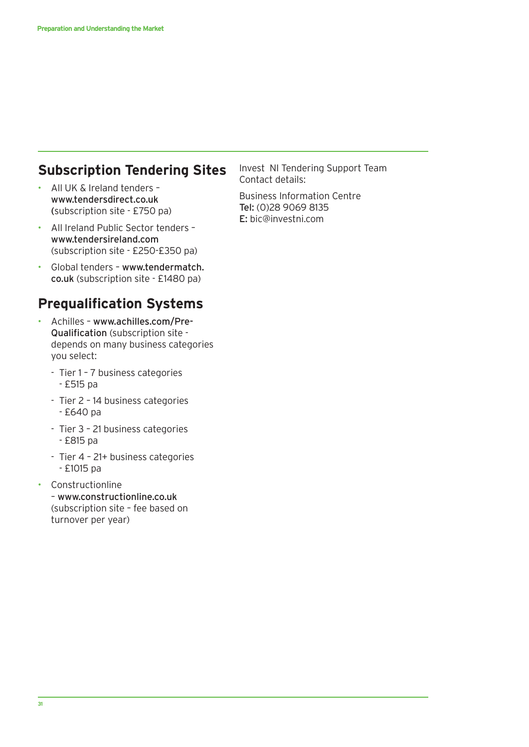## Subscription Tendering Sites

- All UK & Ireland tenders – www.tendersdirect.co.uk (subscription site - £750 pa)
- All Ireland Public Sector tenders – www.tendersireland.com (subscription site - £250-£350 pa)
- Global tenders – www.tendermatch.co.uk (subscription site - £1480 pa)

## Prequalification Systems

- Achilles – www.achilles.com/Pre-Qualification (subscription site - depends on many business categories you select:
  - Tier 1 – 7 business categories - £515 pa
  - Tier 2 – 14 business categories - £640 pa
  - Tier 3 – 21 business categories - £815 pa
  - Tier 4 – 21+ business categories - £1015 pa
- Constructionline – www.constructionline.co.uk (subscription site – fee based on turnover per year)

Invest NI Tendering Support Team Contact details:

Business Information Centre
**Tel:** (0)28 9069 8135
**E:** bic@investni.com